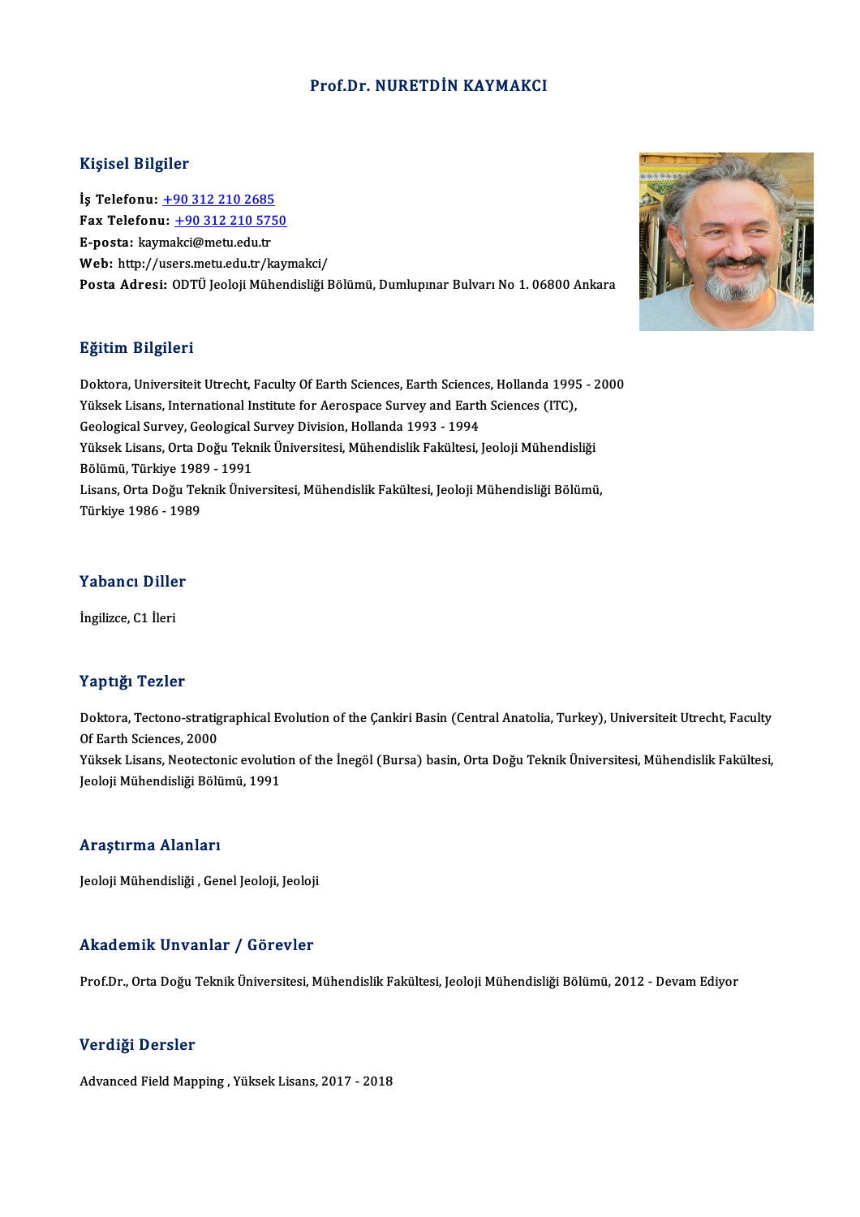# Prof.Dr. NURETDİN KAYMAKCI

## Kişisel Bilgiler

**İş Telefonu:** +90 312 210 2685
**Fax Telefonu:** +90 312 210 5750
**E-posta:** kaymakci@metu.edu.tr
**Web:** http://users.metu.edu.tr/kaymakci/
**Posta Adresi:** ODTÜ Jeoloji Mühendisliği Bölümü, Dumlupınar Bulvarı No 1. 06800 Ankara

## Eğitim Bilgileri

Doktora, Universiteit Utrecht, Faculty Of Earth Sciences, Earth Sciences, Hollanda 1995 - 2000
Yüksek Lisans, International Institute for Aerospace Survey and Earth Sciences (ITC), Geological Survey, Geological Survey Division, Hollanda 1993 - 1994
Yüksek Lisans, Orta Doğu Teknik Üniversitesi, Mühendislik Fakültesi, Jeoloji Mühendisliği Bölümü, Türkiye 1989 - 1991
Lisans, Orta Doğu Teknik Üniversitesi, Mühendislik Fakültesi, Jeoloji Mühendisliği Bölümü, Türkiye 1986 - 1989

## Yabancı Diller

İngilizce, C1 İleri

## Yaptığı Tezler

Doktora, Tectono-stratigraphical Evolution of the Çankiri Basin (Central Anatolia, Turkey), Universiteit Utrecht, Faculty Of Earth Sciences, 2000
Yüksek Lisans, Neotectonic evolution of the İnegöl (Bursa) basin, Orta Doğu Teknik Üniversitesi, Mühendislik Fakültesi, Jeoloji Mühendisliği Bölümü, 1991

## Araştırma Alanları

Jeoloji Mühendisliği , Genel Jeoloji, Jeoloji

## Akademik Unvanlar / Görevler

Prof.Dr., Orta Doğu Teknik Üniversitesi, Mühendislik Fakültesi, Jeoloji Mühendisliği Bölümü, 2012 - Devam Ediyor

## Verdiği Dersler

Advanced Field Mapping , Yüksek Lisans, 2017 - 2018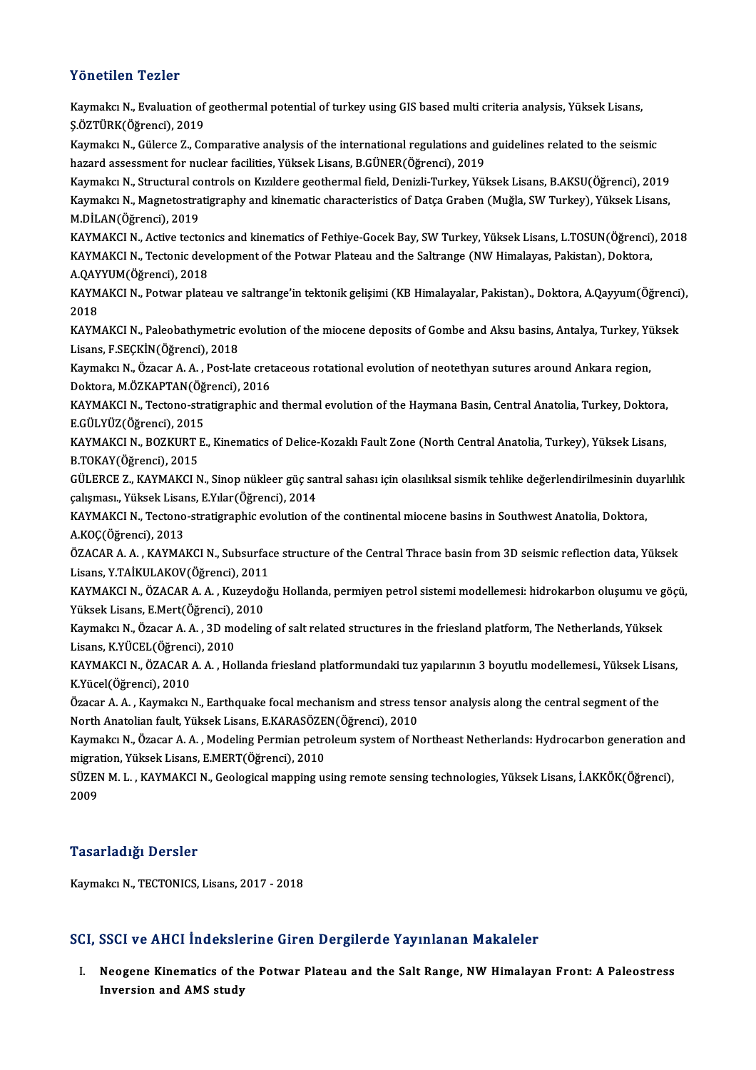## Yönetilen Tezler

Kaymakcı N., Evaluation of geothermal potential of turkey using GIS based multi criteria analysis, Yüksek Lisans, Ş.ÖZTÜRK(Öğrenci), 2019

Kaymakcı N., Gülerce Z., Comparative analysis of the international regulations and guidelines related to the seismic hazard assessment for nuclear facilities, Yüksek Lisans, B.GÜNER(Öğrenci), 2019

Kaymakcı N., Structural controls on Kızıldere geothermal field, Denizli-Turkey, Yüksek Lisans, B.AKSU(Öğrenci), 2019

Kaymakcı N., Magnetostratigraphy and kinematic characteristics of Datça Graben (Muğla, SW Turkey), Yüksek Lisans, M.DİLAN(Öğrenci), 2019

KAYMAKCI N., Active tectonics and kinematics of Fethiye-Gocek Bay, SW Turkey, Yüksek Lisans, L.TOSUN(Öğrenci), 2018

KAYMAKCI N., Tectonic development of the Potwar Plateau and the Saltrange (NW Himalayas, Pakistan), Doktora, A.QAYYUM(Öğrenci), 2018

KAYMAKCI N., Potwar plateau ve saltrange'in tektonik gelişimi (KB Himalayalar, Pakistan)., Doktora, A.Qayyum(Öğrenci), 2018

KAYMAKCI N., Paleobathymetric evolution of the miocene deposits of Gombe and Aksu basins, Antalya, Turkey, Yüksek Lisans, F.SEÇKİN(Öğrenci), 2018

Kaymakcı N., Özacar A. A. , Post-late cretaceous rotational evolution of neotethyan sutures around Ankara region, Doktora, M.ÖZKAPTAN(Öğrenci), 2016

KAYMAKCI N., Tectono-stratigraphic and thermal evolution of the Haymana Basin, Central Anatolia, Turkey, Doktora, E.GÜLYÜZ(Öğrenci), 2015

KAYMAKCI N., BOZKURT E., Kinematics of Delice-Kozaklı Fault Zone (North Central Anatolia, Turkey), Yüksek Lisans, B.TOKAY(Öğrenci), 2015

GÜLERCE Z., KAYMAKCI N., Sinop nükleer güç santral sahası için olasılıksal sismik tehlike değerlendirilmesinin duyarlılık çalışması., Yüksek Lisans, E.Yılar(Öğrenci), 2014

KAYMAKCI N., Tectono-stratigraphic evolution of the continental miocene basins in Southwest Anatolia, Doktora, A.KOÇ(Öğrenci), 2013

ÖZACAR A. A. , KAYMAKCI N., Subsurface structure of the Central Thrace basin from 3D seismic reflection data, Yüksek Lisans, Y.TAİKULAKOV(Öğrenci), 2011

KAYMAKCI N., ÖZACAR A. A. , Kuzeydoğu Hollanda, permiyen petrol sistemi modellemesi: hidrokarbon oluşumu ve göçü, Yüksek Lisans, E.Mert(Öğrenci), 2010

Kaymakcı N., Özacar A. A. , 3D modeling of salt related structures in the friesland platform, The Netherlands, Yüksek Lisans, K.YÜCEL(Öğrenci), 2010

KAYMAKCI N., ÖZACAR A. A. , Hollanda friesland platformundaki tuz yapılarının 3 boyutlu modellemesi., Yüksek Lisans, K.Yücel(Öğrenci), 2010

Özacar A. A. , Kaymakcı N., Earthquake focal mechanism and stress tensor analysis along the central segment of the North Anatolian fault, Yüksek Lisans, E.KARASÖZEN(Öğrenci), 2010

Kaymakcı N., Özacar A. A. , Modeling Permian petroleum system of Northeast Netherlands: Hydrocarbon generation and migration, Yüksek Lisans, E.MERT(Öğrenci), 2010

SÜZEN M. L. , KAYMAKCI N., Geological mapping using remote sensing technologies, Yüksek Lisans, İ.AKKÖK(Öğrenci), 2009

## Tasarladığı Dersler

Kaymakcı N., TECTONICS, Lisans, 2017 - 2018

## SCI, SSCI ve AHCI İndekslerine Giren Dergilerde Yayınlanan Makaleler

I. **Neogene Kinematics of the Potwar Plateau and the Salt Range, NW Himalayan Front: A Paleostress Inversion and AMS study**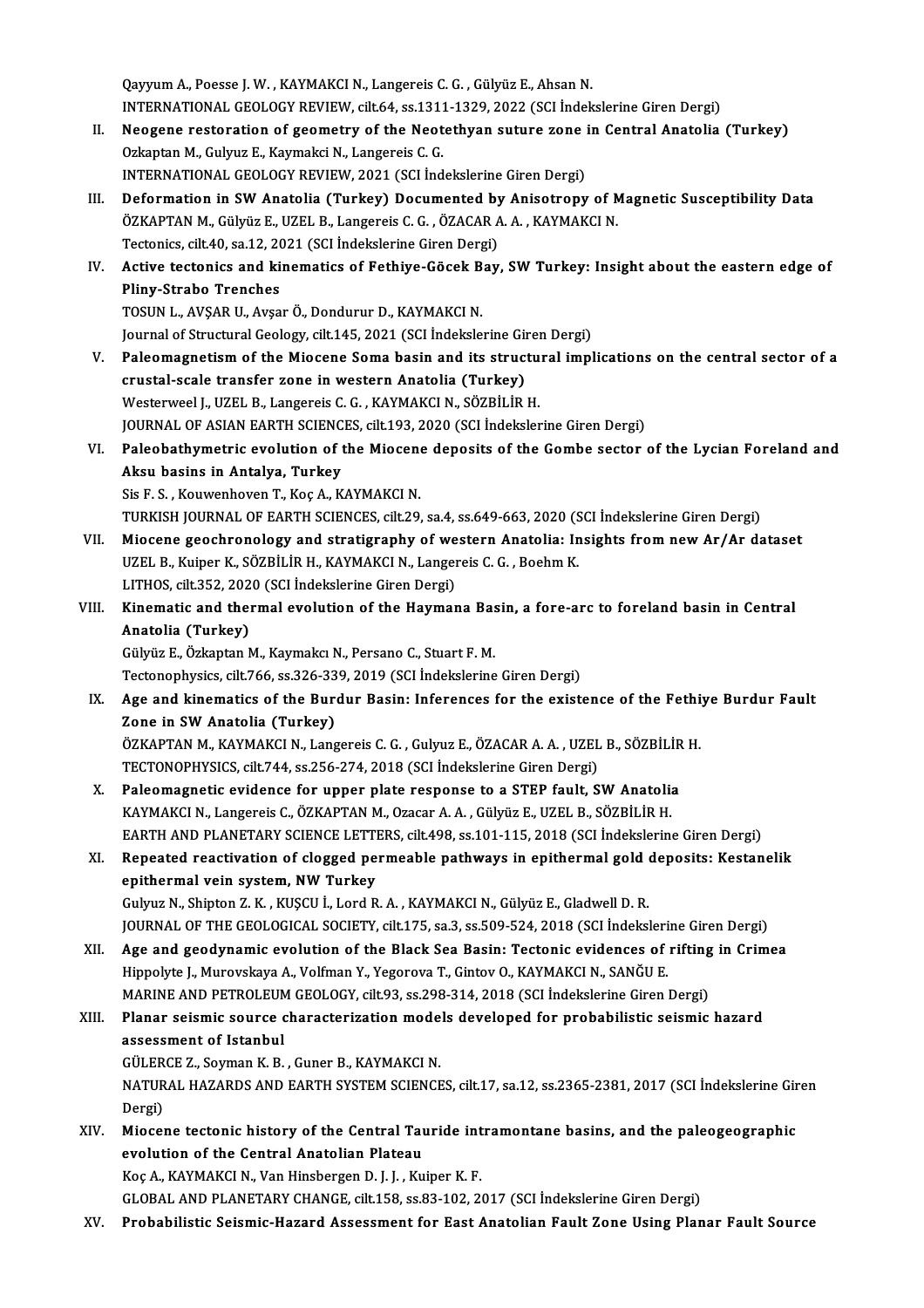Qayyum A., Poesse J. W. , KAYMAKCI N., Langereis C. G. , Gülyüz E., Ahsan N.
INTERNATIONAL GEOLOGY REVIEW, cilt.64, ss.1311-1329, 2022 (SCI İndekslerine Giren Dergi)

II. **Neogene restoration of geometry of the Neotethyan suture zone in Central Anatolia (Turkey)**
Ozkaptan M., Gulyuz E., Kaymakci N., Langereis C. G.
INTERNATIONAL GEOLOGY REVIEW, 2021 (SCI İndekslerine Giren Dergi)

III. **Deformation in SW Anatolia (Turkey) Documented by Anisotropy of Magnetic Susceptibility Data**
ÖZKAPTAN M., Gülyüz E., UZEL B., Langereis C. G. , ÖZACAR A. A. , KAYMAKCI N.
Tectonics, cilt.40, sa.12, 2021 (SCI İndekslerine Giren Dergi)

IV. **Active tectonics and kinematics of Fethiye-Göcek Bay, SW Turkey: Insight about the eastern edge of Pliny-Strabo Trenches**
TOSUN L., AVŞAR U., Avşar Ö., Dondurur D., KAYMAKCI N.
Journal of Structural Geology, cilt.145, 2021 (SCI İndekslerine Giren Dergi)

V. **Paleomagnetism of the Miocene Soma basin and its structural implications on the central sector of a crustal-scale transfer zone in western Anatolia (Turkey)**
Westerweel J., UZEL B., Langereis C. G. , KAYMAKCI N., SÖZBİLİR H.
JOURNAL OF ASIAN EARTH SCIENCES, cilt.193, 2020 (SCI İndekslerine Giren Dergi)

VI. **Paleobathymetric evolution of the Miocene deposits of the Gombe sector of the Lycian Foreland and Aksu basins in Antalya, Turkey**
Sis F. S. , Kouwenhoven T., Koç A., KAYMAKCI N.
TURKISH JOURNAL OF EARTH SCIENCES, cilt.29, sa.4, ss.649-663, 2020 (SCI İndekslerine Giren Dergi)

VII. **Miocene geochronology and stratigraphy of western Anatolia: Insights from new Ar/Ar dataset**
UZEL B., Kuiper K., SÖZBİLİR H., KAYMAKCI N., Langereis C. G. , Boehm K.
LITHOS, cilt.352, 2020 (SCI İndekslerine Giren Dergi)

VIII. **Kinematic and thermal evolution of the Haymana Basin, a fore-arc to foreland basin in Central Anatolia (Turkey)**
Gülyüz E., Özkaptan M., Kaymakcı N., Persano C., Stuart F. M.
Tectonophysics, cilt.766, ss.326-339, 2019 (SCI İndekslerine Giren Dergi)

IX. **Age and kinematics of the Burdur Basin: Inferences for the existence of the Fethiye Burdur Fault Zone in SW Anatolia (Turkey)**
ÖZKAPTAN M., KAYMAKCI N., Langereis C. G. , Gulyuz E., ÖZACAR A. A. , UZEL B., SÖZBİLİR H.
TECTONOPHYSICS, cilt.744, ss.256-274, 2018 (SCI İndekslerine Giren Dergi)

X. **Paleomagnetic evidence for upper plate response to a STEP fault, SW Anatolia**
KAYMAKCI N., Langereis C., ÖZKAPTAN M., Ozacar A. A. , Gülyüz E., UZEL B., SÖZBİLİR H.
EARTH AND PLANETARY SCIENCE LETTERS, cilt.498, ss.101-115, 2018 (SCI İndekslerine Giren Dergi)

XI. **Repeated reactivation of clogged permeable pathways in epithermal gold deposits: Kestanelik epithermal vein system, NW Turkey**
Gulyuz N., Shipton Z. K. , KUŞCU İ., Lord R. A. , KAYMAKCI N., Gülyüz E., Gladwell D. R.
JOURNAL OF THE GEOLOGICAL SOCIETY, cilt.175, sa.3, ss.509-524, 2018 (SCI İndekslerine Giren Dergi)

XII. **Age and geodynamic evolution of the Black Sea Basin: Tectonic evidences of rifting in Crimea**
Hippolyte J., Murovskaya A., Volfman Y., Yegorova T., Gintov O., KAYMAKCI N., SANĞU E.
MARINE AND PETROLEUM GEOLOGY, cilt.93, ss.298-314, 2018 (SCI İndekslerine Giren Dergi)

XIII. **Planar seismic source characterization models developed for probabilistic seismic hazard assessment of Istanbul**
GÜLERCE Z., Soyman K. B. , Guner B., KAYMAKCI N.
NATURAL HAZARDS AND EARTH SYSTEM SCIENCES, cilt.17, sa.12, ss.2365-2381, 2017 (SCI İndekslerine Giren Dergi)

XIV. **Miocene tectonic history of the Central Tauride intramontane basins, and the paleogeographic evolution of the Central Anatolian Plateau**
Koç A., KAYMAKCI N., Van Hinsbergen D. J. J. , Kuiper K. F.
GLOBAL AND PLANETARY CHANGE, cilt.158, ss.83-102, 2017 (SCI İndekslerine Giren Dergi)

XV. **Probabilistic Seismic-Hazard Assessment for East Anatolian Fault Zone Using Planar Fault Source**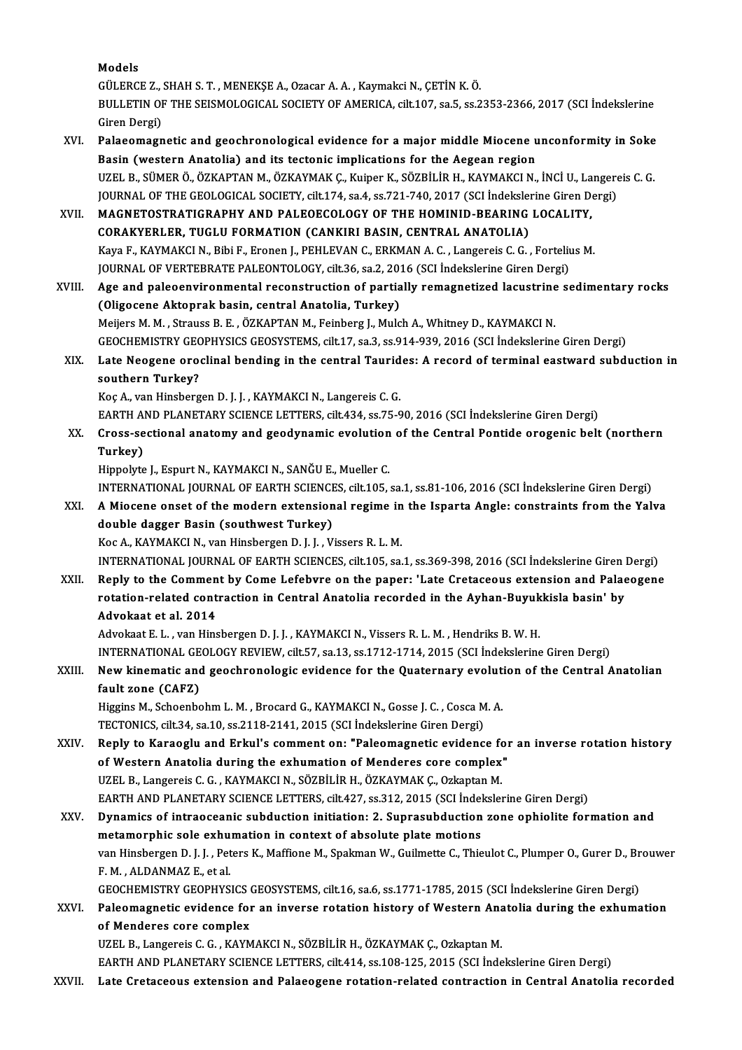**Models**

GÜLERCE Z., SHAH S. T. , MENEKŞE A., Ozacar A. A. , Kaymakci N., ÇETİN K. Ö.

BULLETIN OF THE SEISMOLOGICAL SOCIETY OF AMERICA, cilt.107, sa.5, ss.2353-2366, 2017 (SCI İndekslerine Giren Dergi)

XVI. **Palaeomagnetic and geochronological evidence for a major middle Miocene unconformity in Soke Basin (western Anatolia) and its tectonic implications for the Aegean region**

UZEL B., SÜMER Ö., ÖZKAPTAN M., ÖZKAYMAK Ç., Kuiper K., SÖZBİLİR H., KAYMAKCI N., İNCİ U., Langereis C. G.

JOURNAL OF THE GEOLOGICAL SOCIETY, cilt.174, sa.4, ss.721-740, 2017 (SCI İndekslerine Giren Dergi)

XVII. **MAGNETOSTRATIGRAPHY AND PALEOECOLOGY OF THE HOMINID-BEARING LOCALITY, CORAKYERLER, TUGLU FORMATION (CANKIRI BASIN, CENTRAL ANATOLIA)**

Kaya F., KAYMAKCI N., Bibi F., Eronen J., PEHLEVAN C., ERKMAN A. C. , Langereis C. G. , Fortelius M.

JOURNAL OF VERTEBRATE PALEONTOLOGY, cilt.36, sa.2, 2016 (SCI İndekslerine Giren Dergi)

XVIII. **Age and paleoenvironmental reconstruction of partially remagnetized lacustrine sedimentary rocks (Oligocene Aktoprak basin, central Anatolia, Turkey)**

Meijers M. M. , Strauss B. E. , ÖZKAPTAN M., Feinberg J., Mulch A., Whitney D., KAYMAKCI N.

GEOCHEMISTRY GEOPHYSICS GEOSYSTEMS, cilt.17, sa.3, ss.914-939, 2016 (SCI İndekslerine Giren Dergi)

XIX. **Late Neogene oroclinal bending in the central Taurides: A record of terminal eastward subduction in southern Turkey?**

Koç A., van Hinsbergen D. J. J. , KAYMAKCI N., Langereis C. G.

EARTH AND PLANETARY SCIENCE LETTERS, cilt.434, ss.75-90, 2016 (SCI İndekslerine Giren Dergi)

XX. **Cross-sectional anatomy and geodynamic evolution of the Central Pontide orogenic belt (northern Turkey)**

Hippolyte J., Espurt N., KAYMAKCI N., SANĞU E., Mueller C.

INTERNATIONAL JOURNAL OF EARTH SCIENCES, cilt.105, sa.1, ss.81-106, 2016 (SCI İndekslerine Giren Dergi)

XXI. **A Miocene onset of the modern extensional regime in the Isparta Angle: constraints from the Yalva double dagger Basin (southwest Turkey)**

Koc A., KAYMAKCI N., van Hinsbergen D. J. J. , Vissers R. L. M.

INTERNATIONAL JOURNAL OF EARTH SCIENCES, cilt.105, sa.1, ss.369-398, 2016 (SCI İndekslerine Giren Dergi)

XXII. **Reply to the Comment by Come Lefebvre on the paper: 'Late Cretaceous extension and Palaeogene rotation-related contraction in Central Anatolia recorded in the Ayhan-Buyukkisla basin' by Advokaat et al. 2014**

Advokaat E. L. , van Hinsbergen D. J. J. , KAYMAKCI N., Vissers R. L. M. , Hendriks B. W. H.

INTERNATIONAL GEOLOGY REVIEW, cilt.57, sa.13, ss.1712-1714, 2015 (SCI İndekslerine Giren Dergi)

XXIII. **New kinematic and geochronologic evidence for the Quaternary evolution of the Central Anatolian fault zone (CAFZ)**

Higgins M., Schoenbohm L. M. , Brocard G., KAYMAKCI N., Gosse J. C. , Cosca M. A.

TECTONICS, cilt.34, sa.10, ss.2118-2141, 2015 (SCI İndekslerine Giren Dergi)

XXIV. **Reply to Karaoglu and Erkul's comment on: "Paleomagnetic evidence for an inverse rotation history of Western Anatolia during the exhumation of Menderes core complex"**

UZEL B., Langereis C. G. , KAYMAKCI N., SÖZBİLİR H., ÖZKAYMAK Ç., Ozkaptan M.

EARTH AND PLANETARY SCIENCE LETTERS, cilt.427, ss.312, 2015 (SCI İndekslerine Giren Dergi)

XXV. **Dynamics of intraoceanic subduction initiation: 2. Suprasubduction zone ophiolite formation and metamorphic sole exhumation in context of absolute plate motions**

van Hinsbergen D. J. J. , Peters K., Maffione M., Spakman W., Guilmette C., Thieulot C., Plumper O., Gurer D., Brouwer F. M. , ALDANMAZ E., et al.

GEOCHEMISTRY GEOPHYSICS GEOSYSTEMS, cilt.16, sa.6, ss.1771-1785, 2015 (SCI İndekslerine Giren Dergi)

XXVI. **Paleomagnetic evidence for an inverse rotation history of Western Anatolia during the exhumation of Menderes core complex**

UZEL B., Langereis C. G. , KAYMAKCI N., SÖZBİLİR H., ÖZKAYMAK Ç., Ozkaptan M.

EARTH AND PLANETARY SCIENCE LETTERS, cilt.414, ss.108-125, 2015 (SCI İndekslerine Giren Dergi)

XXVII. **Late Cretaceous extension and Palaeogene rotation-related contraction in Central Anatolia recorded**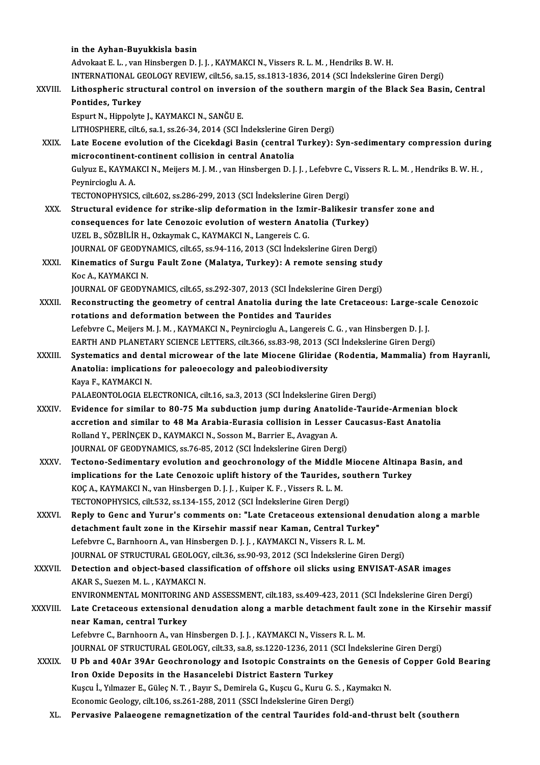in the Ayhan-Buyukkisla basin
Advokaat E. L. , van Hinsbergen D. J. J. , KAYMAKCI N., Vissers R. L. M. , Hendriks B. W. H.
INTERNATIONAL GEOLOGY REVIEW, cilt.56, sa.15, ss.1813-1836, 2014 (SCI İndekslerine Giren Dergi)

XXVIII. **Lithospheric structural control on inversion of the southern margin of the Black Sea Basin, Central Pontides, Turkey**
Espurt N., Hippolyte J., KAYMAKCI N., SANĞU E.
LITHOSPHERE, cilt.6, sa.1, ss.26-34, 2014 (SCI İndekslerine Giren Dergi)

XXIX. **Late Eocene evolution of the Cicekdagi Basin (central Turkey): Syn-sedimentary compression during microcontinent-continent collision in central Anatolia**
Gulyuz E., KAYMAKCI N., Meijers M. J. M. , van Hinsbergen D. J. J. , Lefebvre C., Vissers R. L. M. , Hendriks B. W. H. , Peynircioglu A. A.
TECTONOPHYSICS, cilt.602, ss.286-299, 2013 (SCI İndekslerine Giren Dergi)

XXX. **Structural evidence for strike-slip deformation in the Izmir-Balikesir transfer zone and consequences for late Cenozoic evolution of western Anatolia (Turkey)**
UZEL B., SÖZBİLİR H., Ozkaymak C., KAYMAKCI N., Langereis C. G.
JOURNAL OF GEODYNAMICS, cilt.65, ss.94-116, 2013 (SCI İndekslerine Giren Dergi)

XXXI. **Kinematics of Surgu Fault Zone (Malatya, Turkey): A remote sensing study**
Koc A., KAYMAKCI N.
JOURNAL OF GEODYNAMICS, cilt.65, ss.292-307, 2013 (SCI İndekslerine Giren Dergi)

XXXII. **Reconstructing the geometry of central Anatolia during the late Cretaceous: Large-scale Cenozoic rotations and deformation between the Pontides and Taurides**
Lefebvre C., Meijers M. J. M. , KAYMAKCI N., Peynircioglu A., Langereis C. G. , van Hinsbergen D. J. J.
EARTH AND PLANETARY SCIENCE LETTERS, cilt.366, ss.83-98, 2013 (SCI İndekslerine Giren Dergi)

XXXIII. **Systematics and dental microwear of the late Miocene Gliridae (Rodentia, Mammalia) from Hayranli, Anatolia: implications for paleoecology and paleobiodiversity**
Kaya F., KAYMAKCI N.
PALAEONTOLOGIA ELECTRONICA, cilt.16, sa.3, 2013 (SCI İndekslerine Giren Dergi)

XXXIV. **Evidence for similar to 80-75 Ma subduction jump during Anatolide-Tauride-Armenian block accretion and similar to 48 Ma Arabia-Eurasia collision in Lesser Caucasus-East Anatolia**
Rolland Y., PERİNÇEK D., KAYMAKCI N., Sosson M., Barrier E., Avagyan A.
JOURNAL OF GEODYNAMICS, ss.76-85, 2012 (SCI İndekslerine Giren Dergi)

XXXV. **Tectono-Sedimentary evolution and geochronology of the Middle Miocene Altinapa Basin, and implications for the Late Cenozoic uplift history of the Taurides, southern Turkey**
KOÇ A., KAYMAKCI N., van Hinsbergen D. J. J. , Kuiper K. F. , Vissers R. L. M.
TECTONOPHYSICS, cilt.532, ss.134-155, 2012 (SCI İndekslerine Giren Dergi)

XXXVI. **Reply to Genc and Yurur's comments on: "Late Cretaceous extensional denudation along a marble detachment fault zone in the Kirsehir massif near Kaman, Central Turkey"**
Lefebvre C., Barnhoorn A., van Hinsbergen D. J. J. , KAYMAKCI N., Vissers R. L. M.
JOURNAL OF STRUCTURAL GEOLOGY, cilt.36, ss.90-93, 2012 (SCI İndekslerine Giren Dergi)

XXXVII. **Detection and object-based classification of offshore oil slicks using ENVISAT-ASAR images**
AKAR S., Suezen M. L. , KAYMAKCI N.
ENVIRONMENTAL MONITORING AND ASSESSMENT, cilt.183, ss.409-423, 2011 (SCI İndekslerine Giren Dergi)

XXXVIII. **Late Cretaceous extensional denudation along a marble detachment fault zone in the Kirsehir massif near Kaman, central Turkey**
Lefebvre C., Barnhoorn A., van Hinsbergen D. J. J. , KAYMAKCI N., Vissers R. L. M.
JOURNAL OF STRUCTURAL GEOLOGY, cilt.33, sa.8, ss.1220-1236, 2011 (SCI İndekslerine Giren Dergi)

XXXIX. **U Pb and 40Ar 39Ar Geochronology and Isotopic Constraints on the Genesis of Copper Gold Bearing Iron Oxide Deposits in the Hasancelebi District Eastern Turkey**
Kuşcu İ., Yılmazer E., Güleç N. T. , Bayır S., Demirela G., Kuşcu G., Kuru G. S. , Kaymakcı N.
Economic Geology, cilt.106, ss.261-288, 2011 (SSCI İndekslerine Giren Dergi)

XL. **Pervasive Palaeogene remagnetization of the central Taurides fold-and-thrust belt (southern**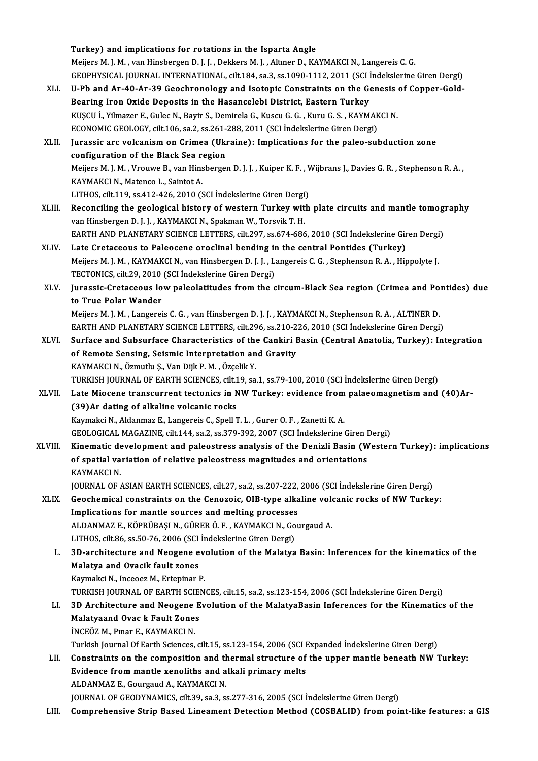Turkey) and implications for rotations in the Isparta Angle
Meijers M. J. M. , van Hinsbergen D. J. J. , Dekkers M. J. , Altıner D., KAYMAKCI N., Langereis C. G.
GEOPHYSICAL JOURNAL INTERNATIONAL, cilt.184, sa.3, ss.1090-1112, 2011 (SCI İndekslerine Giren Dergi)

XLI. **U-Pb and Ar-40-Ar-39 Geochronology and Isotopic Constraints on the Genesis of Copper-Gold-Bearing Iron Oxide Deposits in the Hasancelebi District, Eastern Turkey**
KUŞCU İ., Yilmazer E., Gulec N., Bayir S., Demirela G., Kuscu G. G. , Kuru G. S. , KAYMAKCI N.
ECONOMIC GEOLOGY, cilt.106, sa.2, ss.261-288, 2011 (SCI İndekslerine Giren Dergi)

XLII. **Jurassic arc volcanism on Crimea (Ukraine): Implications for the paleo-subduction zone configuration of the Black Sea region**
Meijers M. J. M. , Vrouwe B., van Hinsbergen D. J. J. , Kuiper K. F. , Wijbrans J., Davies G. R. , Stephenson R. A. , KAYMAKCI N., Matenco L., Saintot A.
LITHOS, cilt.119, ss.412-426, 2010 (SCI İndekslerine Giren Dergi)

XLIII. **Reconciling the geological history of western Turkey with plate circuits and mantle tomography**
van Hinsbergen D. J. J. , KAYMAKCI N., Spakman W., Torsvik T. H.
EARTH AND PLANETARY SCIENCE LETTERS, cilt.297, ss.674-686, 2010 (SCI İndekslerine Giren Dergi)

XLIV. **Late Cretaceous to Paleocene oroclinal bending in the central Pontides (Turkey)**
Meijers M. J. M. , KAYMAKCI N., van Hinsbergen D. J. J. , Langereis C. G. , Stephenson R. A. , Hippolyte J.
TECTONICS, cilt.29, 2010 (SCI İndekslerine Giren Dergi)

XLV. **Jurassic-Cretaceous low paleolatitudes from the circum-Black Sea region (Crimea and Pontides) due to True Polar Wander**
Meijers M. J. M. , Langereis C. G. , van Hinsbergen D. J. J. , KAYMAKCI N., Stephenson R. A. , ALTINER D.
EARTH AND PLANETARY SCIENCE LETTERS, cilt.296, ss.210-226, 2010 (SCI İndekslerine Giren Dergi)

XLVI. **Surface and Subsurface Characteristics of the Cankiri Basin (Central Anatolia, Turkey): Integration of Remote Sensing, Seismic Interpretation and Gravity**
KAYMAKCI N., Özmutlu Ş., Van Dijk P. M. , Özçelik Y.
TURKISH JOURNAL OF EARTH SCIENCES, cilt.19, sa.1, ss.79-100, 2010 (SCI İndekslerine Giren Dergi)

XLVII. **Late Miocene transcurrent tectonics in NW Turkey: evidence from palaeomagnetism and (40)Ar-(39)Ar dating of alkaline volcanic rocks**
Kaymakci N., Aldanmaz E., Langereis C., Spell T. L. , Gurer O. F. , Zanetti K. A.
GEOLOGICAL MAGAZINE, cilt.144, sa.2, ss.379-392, 2007 (SCI İndekslerine Giren Dergi)

XLVIII. **Kinematic development and paleostress analysis of the Denizli Basin (Western Turkey): implications of spatial variation of relative paleostress magnitudes and orientations**
KAYMAKCI N.
JOURNAL OF ASIAN EARTH SCIENCES, cilt.27, sa.2, ss.207-222, 2006 (SCI İndekslerine Giren Dergi)

XLIX. **Geochemical constraints on the Cenozoic, OIB-type alkaline volcanic rocks of NW Turkey: Implications for mantle sources and melting processes**
ALDANMAZ E., KÖPRÜBAŞI N., GÜRER Ö. F. , KAYMAKCI N., Gourgaud A.
LITHOS, cilt.86, ss.50-76, 2006 (SCI İndekslerine Giren Dergi)

L. **3D-architecture and Neogene evolution of the Malatya Basin: Inferences for the kinematics of the Malatya and Ovacik fault zones**
Kaymakci N., Inceoez M., Ertepinar P.
TURKISH JOURNAL OF EARTH SCIENCES, cilt.15, sa.2, ss.123-154, 2006 (SCI İndekslerine Giren Dergi)

LI. **3D Architecture and Neogene Evolution of the MalatyaBasin Inferences for the Kinematics of the Malatyaand Ovac k Fault Zones**
İNCEÖZ M., Pınar E., KAYMAKCI N.
Turkish Journal Of Earth Sciences, cilt.15, ss.123-154, 2006 (SCI Expanded İndekslerine Giren Dergi)

LII. **Constraints on the composition and thermal structure of the upper mantle beneath NW Turkey: Evidence from mantle xenoliths and alkali primary melts**
ALDANMAZ E., Gourgaud A., KAYMAKCI N.
JOURNAL OF GEODYNAMICS, cilt.39, sa.3, ss.277-316, 2005 (SCI İndekslerine Giren Dergi)

LIII. **Comprehensive Strip Based Lineament Detection Method (COSBALID) from point-like features: a GIS**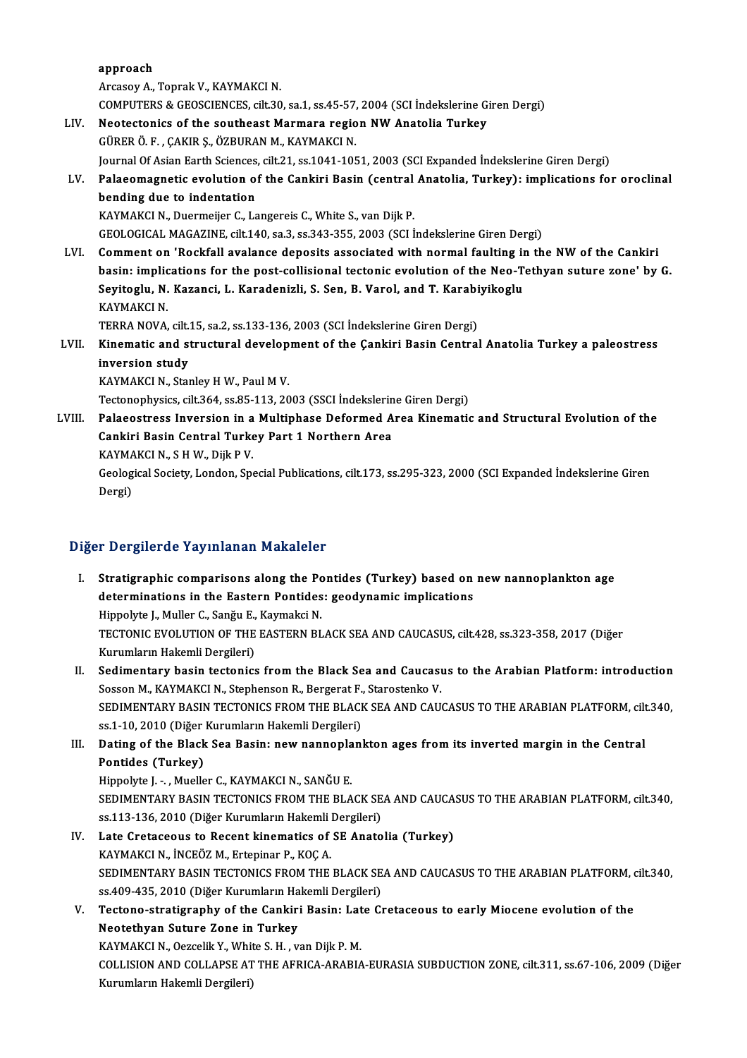approach
Arcasoy A., Toprak V., KAYMAKCI N.
COMPUTERS & GEOSCIENCES, cilt.30, sa.1, ss.45-57, 2004 (SCI İndekslerine Giren Dergi)

LIV. **Neotectonics of the southeast Marmara region NW Anatolia Turkey**
GÜRER Ö. F. , ÇAKIR Ş., ÖZBURAN M., KAYMAKCI N.
Journal Of Asian Earth Sciences, cilt.21, ss.1041-1051, 2003 (SCI Expanded İndekslerine Giren Dergi)

LV. **Palaeomagnetic evolution of the Cankiri Basin (central Anatolia, Turkey): implications for oroclinal bending due to indentation**
KAYMAKCI N., Duermeijer C., Langereis C., White S., van Dijk P.
GEOLOGICAL MAGAZINE, cilt.140, sa.3, ss.343-355, 2003 (SCI İndekslerine Giren Dergi)

LVI. **Comment on 'Rockfall avalance deposits associated with normal faulting in the NW of the Cankiri basin: implications for the post-collisional tectonic evolution of the Neo-Tethyan suture zone' by G. Seyitoglu, N. Kazanci, L. Karadenizli, S. Sen, B. Varol, and T. Karabiyikoglu**
KAYMAKCI N.
TERRA NOVA, cilt.15, sa.2, ss.133-136, 2003 (SCI İndekslerine Giren Dergi)

LVII. **Kinematic and structural development of the Çankiri Basin Central Anatolia Turkey a paleostress inversion study**
KAYMAKCI N., Stanley H W., Paul M V.
Tectonophysics, cilt.364, ss.85-113, 2003 (SSCI İndekslerine Giren Dergi)

LVIII. **Palaeostress Inversion in a Multiphase Deformed Area Kinematic and Structural Evolution of the Cankiri Basin Central Turkey Part 1 Northern Area**
KAYMAKCI N., S H W., Dijk P V.
Geological Society, London, Special Publications, cilt.173, ss.295-323, 2000 (SCI Expanded İndekslerine Giren Dergi)

## Diğer Dergilerde Yayınlanan Makaleler

I. **Stratigraphic comparisons along the Pontides (Turkey) based on new nannoplankton age determinations in the Eastern Pontides: geodynamic implications**
Hippolyte J., Muller C., Sanğu E., Kaymakci N.
TECTONIC EVOLUTION OF THE EASTERN BLACK SEA AND CAUCASUS, cilt.428, ss.323-358, 2017 (Diğer Kurumların Hakemli Dergileri)

II. **Sedimentary basin tectonics from the Black Sea and Caucasus to the Arabian Platform: introduction**
Sosson M., KAYMAKCI N., Stephenson R., Bergerat F., Starostenko V.
SEDIMENTARY BASIN TECTONICS FROM THE BLACK SEA AND CAUCASUS TO THE ARABIAN PLATFORM, cilt.340, ss.1-10, 2010 (Diğer Kurumların Hakemli Dergileri)

III. **Dating of the Black Sea Basin: new nannoplankton ages from its inverted margin in the Central Pontides (Turkey)**
Hippolyte J. -. , Mueller C., KAYMAKCI N., SANĞU E.
SEDIMENTARY BASIN TECTONICS FROM THE BLACK SEA AND CAUCASUS TO THE ARABIAN PLATFORM, cilt.340, ss.113-136, 2010 (Diğer Kurumların Hakemli Dergileri)

IV. **Late Cretaceous to Recent kinematics of SE Anatolia (Turkey)**
KAYMAKCI N., İNCEÖZ M., Ertepinar P., KOÇ A.
SEDIMENTARY BASIN TECTONICS FROM THE BLACK SEA AND CAUCASUS TO THE ARABIAN PLATFORM, cilt.340, ss.409-435, 2010 (Diğer Kurumların Hakemli Dergileri)

V. **Tectono-stratigraphy of the Cankiri Basin: Late Cretaceous to early Miocene evolution of the Neotethyan Suture Zone in Turkey**
KAYMAKCI N., Oezcelik Y., White S. H. , van Dijk P. M.
COLLISION AND COLLAPSE AT THE AFRICA-ARABIA-EURASIA SUBDUCTION ZONE, cilt.311, ss.67-106, 2009 (Diğer Kurumların Hakemli Dergileri)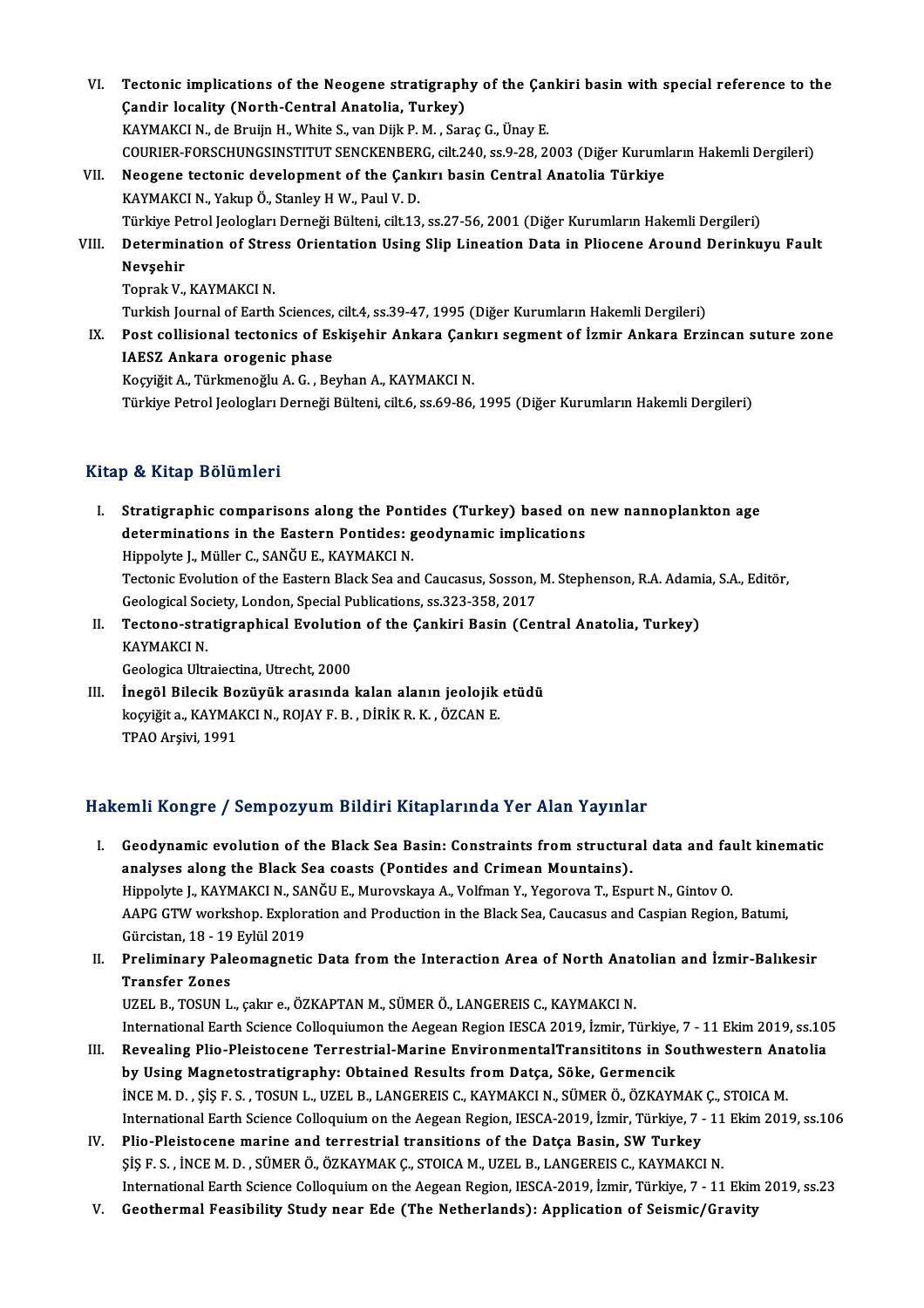VI. **Tectonic implications of the Neogene stratigraphy of the Çankiri basin with special reference to the Çandir locality (North-Central Anatolia, Turkey)**
KAYMAKCI N., de Bruijn H., White S., van Dijk P. M. , Saraç G., Ünay E.
COURIER-FORSCHUNGSINSTITUT SENCKENBERG, cilt.240, ss.9-28, 2003 (Diğer Kurumların Hakemli Dergileri)

VII. **Neogene tectonic development of the Çankırı basin Central Anatolia Türkiye**
KAYMAKCI N., Yakup Ö., Stanley H W., Paul V. D.
Türkiye Petrol Jeologları Derneği Bülteni, cilt.13, ss.27-56, 2001 (Diğer Kurumların Hakemli Dergileri)

VIII. **Determination of Stress Orientation Using Slip Lineation Data in Pliocene Around Derinkuyu Fault Nevşehir**
Toprak V., KAYMAKCI N.
Turkish Journal of Earth Sciences, cilt.4, ss.39-47, 1995 (Diğer Kurumların Hakemli Dergileri)

IX. **Post collisional tectonics of Eskişehir Ankara Çankırı segment of İzmir Ankara Erzincan suture zone IAESZ Ankara orogenic phase**
Koçyiğit A., Türkmenoğlu A. G. , Beyhan A., KAYMAKCI N.
Türkiye Petrol Jeologları Derneği Bülteni, cilt.6, ss.69-86, 1995 (Diğer Kurumların Hakemli Dergileri)

## Kitap & Kitap Bölümleri

I. **Stratigraphic comparisons along the Pontides (Turkey) based on new nannoplankton age determinations in the Eastern Pontides: geodynamic implications**
Hippolyte J., Müller C., SANĞU E., KAYMAKCI N.
Tectonic Evolution of the Eastern Black Sea and Caucasus, Sosson, M. Stephenson, R.A. Adamia, S.A., Editör, Geological Society, London, Special Publications, ss.323-358, 2017

II. **Tectono-stratigraphical Evolution of the Çankiri Basin (Central Anatolia, Turkey)**
KAYMAKCI N.
Geologica Ultraiectina, Utrecht, 2000

III. **İnegöl Bilecik Bozüyük arasında kalan alanın jeolojik etüdü**
koçyiğit a., KAYMAKCI N., ROJAY F. B. , DİRİK R. K. , ÖZCAN E.
TPAO Arşivi, 1991

## Hakemli Kongre / Sempozyum Bildiri Kitaplarında Yer Alan Yayınlar

I. **Geodynamic evolution of the Black Sea Basin: Constraints from structural data and fault kinematic analyses along the Black Sea coasts (Pontides and Crimean Mountains).**
Hippolyte J., KAYMAKCI N., SANĞU E., Murovskaya A., Volfman Y., Yegorova T., Espurt N., Gintov O.
AAPG GTW workshop. Exploration and Production in the Black Sea, Caucasus and Caspian Region, Batumi, Gürcistan, 18 - 19 Eylül 2019

II. **Preliminary Paleomagnetic Data from the Interaction Area of North Anatolian and İzmir-Balıkesir Transfer Zones**
UZEL B., TOSUN L., çakır e., ÖZKAPTAN M., SÜMER Ö., LANGEREIS C., KAYMAKCI N.
International Earth Science Colloquiumon the Aegean Region IESCA 2019, İzmir, Türkiye, 7 - 11 Ekim 2019, ss.105

III. **Revealing Plio-Pleistocene Terrestrial-Marine EnvironmentalTransititons in Southwestern Anatolia by Using Magnetostratigraphy: Obtained Results from Datça, Söke, Germencik**
İNCE M. D. , ŞİŞ F. S. , TOSUN L., UZEL B., LANGEREIS C., KAYMAKCI N., SÜMER Ö., ÖZKAYMAK Ç., STOICA M.
International Earth Science Colloquium on the Aegean Region, IESCA-2019, İzmir, Türkiye, 7 - 11 Ekim 2019, ss.106

IV. **Plio-Pleistocene marine and terrestrial transitions of the Datça Basin, SW Turkey**
ŞİŞ F. S. , İNCE M. D. , SÜMER Ö., ÖZKAYMAK Ç., STOICA M., UZEL B., LANGEREIS C., KAYMAKCI N.
International Earth Science Colloquium on the Aegean Region, IESCA-2019, İzmir, Türkiye, 7 - 11 Ekim 2019, ss.23

V. **Geothermal Feasibility Study near Ede (The Netherlands): Application of Seismic/Gravity**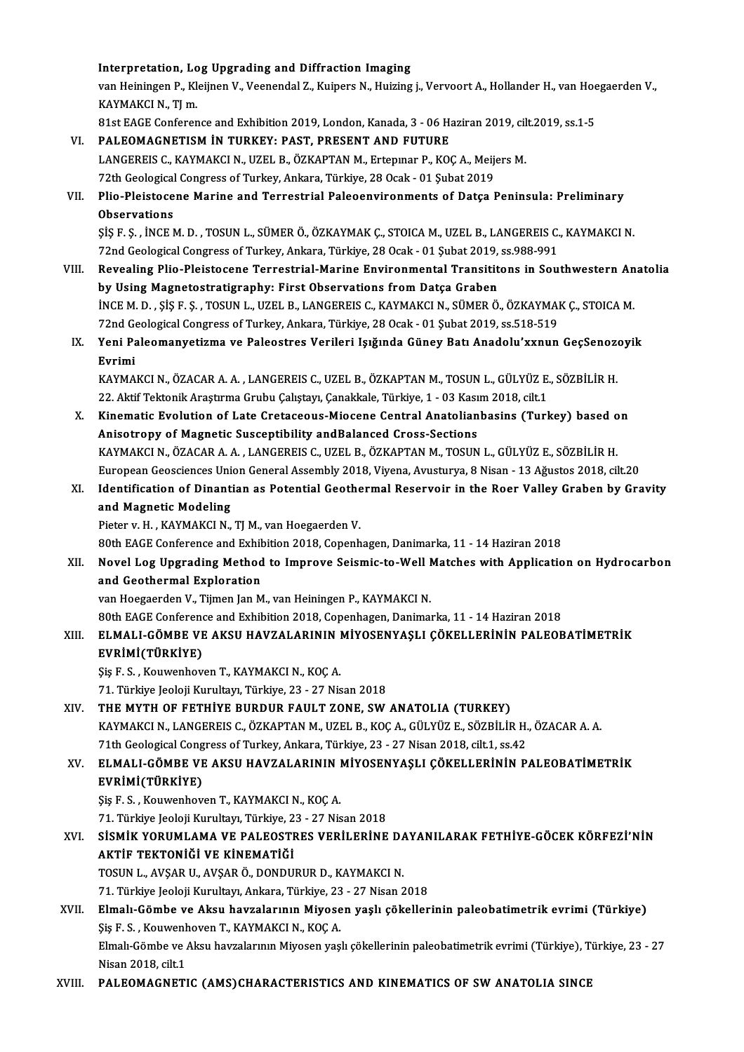Interpretation, Log Upgrading and Diffraction Imaging
van Heiningen P., Kleijnen V., Veenendal Z., Kuipers N., Huizing j., Vervoort A., Hollander H., van Hoegaerden V., KAYMAKCI N., TJ m.
81st EAGE Conference and Exhibition 2019, London, Kanada, 3 - 06 Haziran 2019, cilt.2019, ss.1-5

VI. **PALEOMAGNETISM İN TURKEY: PAST, PRESENT AND FUTURE**
LANGEREIS C., KAYMAKCI N., UZEL B., ÖZKAPTAN M., Ertepınar P., KOÇ A., Meijers M.
72th Geological Congress of Turkey, Ankara, Türkiye, 28 Ocak - 01 Şubat 2019

VII. **Plio-Pleistocene Marine and Terrestrial Paleoenvironments of Datça Peninsula: Preliminary Observations**
ŞİŞ F. Ş. , İNCE M. D. , TOSUN L., SÜMER Ö., ÖZKAYMAK Ç., STOICA M., UZEL B., LANGEREIS C., KAYMAKCI N.
72nd Geological Congress of Turkey, Ankara, Türkiye, 28 Ocak - 01 Şubat 2019, ss.988-991

VIII. **Revealing Plio-Pleistocene Terrestrial-Marine Environmental Transititons in Southwestern Anatolia by Using Magnetostratigraphy: First Observations from Datça Graben**
İNCE M. D. , ŞİŞ F. Ş. , TOSUN L., UZEL B., LANGEREIS C., KAYMAKCI N., SÜMER Ö., ÖZKAYMAK Ç., STOICA M.
72nd Geological Congress of Turkey, Ankara, Türkiye, 28 Ocak - 01 Şubat 2019, ss.518-519

IX. **Yeni Paleomanyetizma ve Paleostres Verileri Işığında Güney Batı Anadolu'xxnun GeçSenozoyik Evrimi**
KAYMAKCI N., ÖZACAR A. A. , LANGEREIS C., UZEL B., ÖZKAPTAN M., TOSUN L., GÜLYÜZ E., SÖZBİLİR H.
22. Aktif Tektonik Araştırma Grubu Çalıştayı, Çanakkale, Türkiye, 1 - 03 Kasım 2018, cilt.1

X. **Kinematic Evolution of Late Cretaceous-Miocene Central Anatolianbasins (Turkey) based on Anisotropy of Magnetic Susceptibility andBalanced Cross-Sections**
KAYMAKCI N., ÖZACAR A. A. , LANGEREIS C., UZEL B., ÖZKAPTAN M., TOSUN L., GÜLYÜZ E., SÖZBİLİR H.
European Geosciences Union General Assembly 2018, Viyena, Avusturya, 8 Nisan - 13 Ağustos 2018, cilt.20

XI. **Identification of Dinantian as Potential Geothermal Reservoir in the Roer Valley Graben by Gravity and Magnetic Modeling**
Pieter v. H. , KAYMAKCI N., TJ M., van Hoegaerden V.
80th EAGE Conference and Exhibition 2018, Copenhagen, Danimarka, 11 - 14 Haziran 2018

XII. **Novel Log Upgrading Method to Improve Seismic-to-Well Matches with Application on Hydrocarbon and Geothermal Exploration**
van Hoegaerden V., Tijmen Jan M., van Heiningen P., KAYMAKCI N.
80th EAGE Conference and Exhibition 2018, Copenhagen, Danimarka, 11 - 14 Haziran 2018

XIII. **ELMALI-GÖMBE VE AKSU HAVZALARININ MİYOSENYAŞLI ÇÖKELLERİNİN PALEOBATİMETRİK EVRİMİ(TÜRKİYE)**
Şiş F. S. , Kouwenhoven T., KAYMAKCI N., KOÇ A.
71. Türkiye Jeoloji Kurultayı, Türkiye, 23 - 27 Nisan 2018

XIV. **THE MYTH OF FETHİYE BURDUR FAULT ZONE, SW ANATOLIA (TURKEY)**
KAYMAKCI N., LANGEREIS C., ÖZKAPTAN M., UZEL B., KOÇ A., GÜLYÜZ E., SÖZBİLİR H., ÖZACAR A. A.
71th Geological Congress of Turkey, Ankara, Türkiye, 23 - 27 Nisan 2018, cilt.1, ss.42

XV. **ELMALI-GÖMBE VE AKSU HAVZALARININ MİYOSENYAŞLI ÇÖKELLERİNİN PALEOBATİMETRİK EVRİMİ(TÜRKİYE)**
Şiş F. S. , Kouwenhoven T., KAYMAKCI N., KOÇ A.
71. Türkiye Jeoloji Kurultayı, Türkiye, 23 - 27 Nisan 2018

XVI. **SİSMİK YORUMLAMA VE PALEOSTRES VERİLERİNE DAYANILARAK FETHİYE-GÖCEK KÖRFEZİ'NİN AKTİF TEKTONİĞİ VE KİNEMATİĞİ**
TOSUN L., AVŞAR U., AVŞAR Ö., DONDURUR D., KAYMAKCI N.
71. Türkiye Jeoloji Kurultayı, Ankara, Türkiye, 23 - 27 Nisan 2018

XVII. **Elmalı-Gömbe ve Aksu havzalarının Miyosen yaşlı çökellerinin paleobatimetrik evrimi (Türkiye)**
Şiş F. S. , Kouwenhoven T., KAYMAKCI N., KOÇ A.
Elmalı-Gömbe ve Aksu havzalarının Miyosen yaşlı çökellerinin paleobatimetrik evrimi (Türkiye), Türkiye, 23 - 27 Nisan 2018, cilt.1

XVIII. **PALEOMAGNETIC (AMS)CHARACTERISTICS AND KINEMATICS OF SW ANATOLIA SINCE**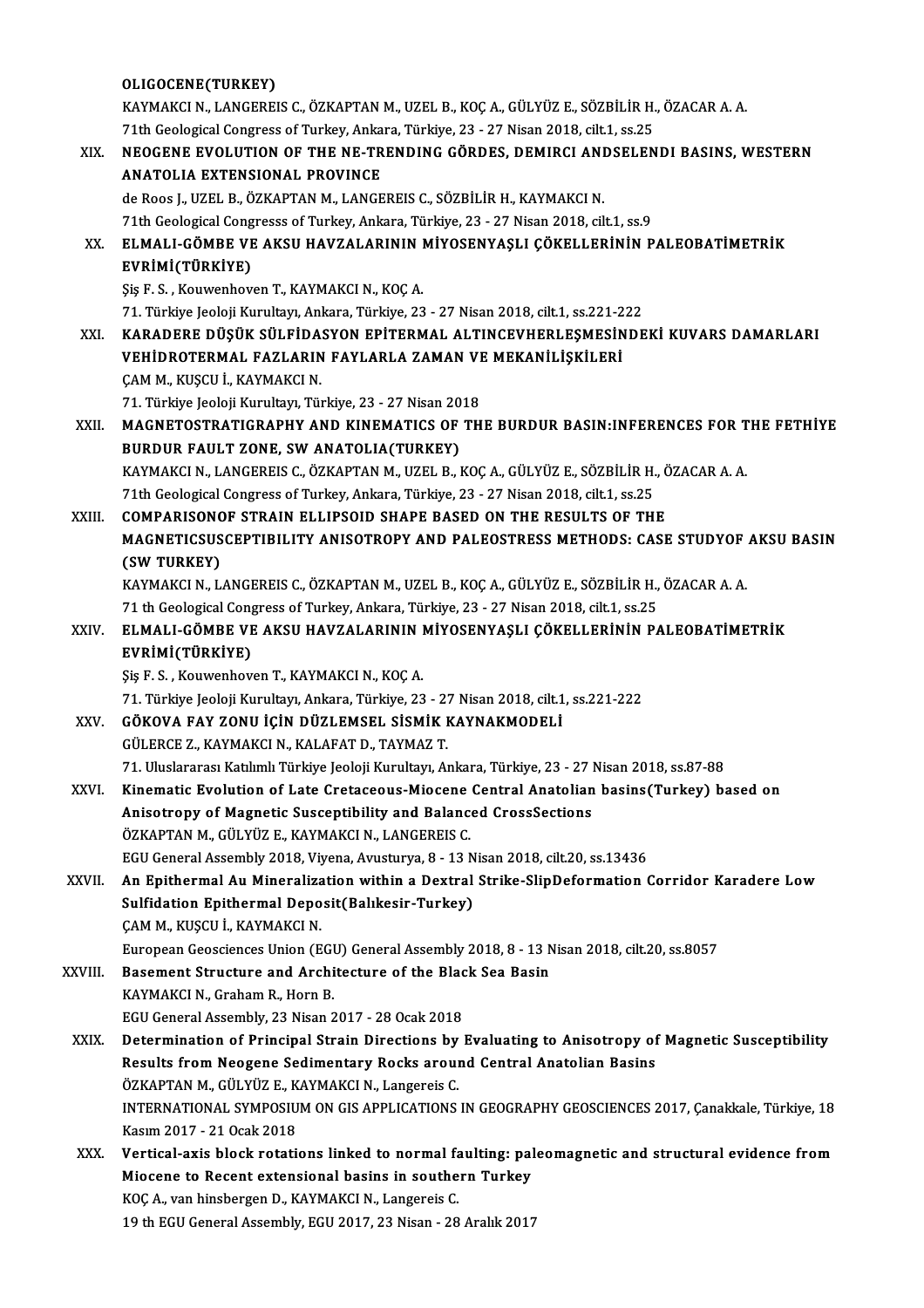OLIGOCENE(TURKEY)
KAYMAKCI N., LANGEREIS C., ÖZKAPTAN M., UZEL B., KOÇ A., GÜLYÜZ E., SÖZBİLİR H., ÖZACAR A. A.
71th Geological Congress of Turkey, Ankara, Türkiye, 23 - 27 Nisan 2018, cilt.1, ss.25

XIX. **NEOGENE EVOLUTION OF THE NE-TRENDING GÖRDES, DEMIRCI ANDSELENDI BASINS, WESTERN ANATOLIA EXTENSIONAL PROVINCE**
de Roos J., UZEL B., ÖZKAPTAN M., LANGEREIS C., SÖZBİLİR H., KAYMAKCI N.
71th Geological Congresss of Turkey, Ankara, Türkiye, 23 - 27 Nisan 2018, cilt.1, ss.9

XX. **ELMALI-GÖMBE VE AKSU HAVZALARININ MİYOSENYAŞLI ÇÖKELLERİNİN PALEOBATİMETRİK EVRİMİ(TÜRKİYE)**
Şiş F. S. , Kouwenhoven T., KAYMAKCI N., KOÇ A.
71. Türkiye Jeoloji Kurultayı, Ankara, Türkiye, 23 - 27 Nisan 2018, cilt.1, ss.221-222

XXI. **KARADERE DÜŞÜK SÜLFİDASYON EPİTERMAL ALTINCEVHERLEŞMESİNDEKİ KUVARS DAMARLARI VEHİDROTERMAL FAZLARIN FAYLARLA ZAMAN VE MEKANİLİŞKİLERİ**
ÇAM M., KUŞCU İ., KAYMAKCI N.
71. Türkiye Jeoloji Kurultayı, Türkiye, 23 - 27 Nisan 2018

XXII. **MAGNETOSTRATIGRAPHY AND KINEMATICS OF THE BURDUR BASIN:INFERENCES FOR THE FETHİYE BURDUR FAULT ZONE, SW ANATOLIA(TURKEY)**
KAYMAKCI N., LANGEREIS C., ÖZKAPTAN M., UZEL B., KOÇ A., GÜLYÜZ E., SÖZBİLİR H., ÖZACAR A. A.
71th Geological Congress of Turkey, Ankara, Türkiye, 23 - 27 Nisan 2018, cilt.1, ss.25

XXIII. **COMPARISONOF STRAIN ELLIPSOID SHAPE BASED ON THE RESULTS OF THE MAGNETICSUSCEPTIBILITY ANISOTROPY AND PALEOSTRESS METHODS: CASE STUDYOF AKSU BASIN (SW TURKEY)**
KAYMAKCI N., LANGEREIS C., ÖZKAPTAN M., UZEL B., KOÇ A., GÜLYÜZ E., SÖZBİLİR H., ÖZACAR A. A.
71 th Geological Congress of Turkey, Ankara, Türkiye, 23 - 27 Nisan 2018, cilt.1, ss.25

XXIV. **ELMALI-GÖMBE VE AKSU HAVZALARININ MİYOSENYAŞLI ÇÖKELLERİNİN PALEOBATİMETRİK EVRİMİ(TÜRKİYE)**
Şiş F. S. , Kouwenhoven T., KAYMAKCI N., KOÇ A.
71. Türkiye Jeoloji Kurultayı, Ankara, Türkiye, 23 - 27 Nisan 2018, cilt.1, ss.221-222

XXV. **GÖKOVA FAY ZONU İÇİN DÜZLEMSEL SİSMİK KAYNAKMODELİ**
GÜLERCE Z., KAYMAKCI N., KALAFAT D., TAYMAZ T.
71. Uluslararası Katılımlı Türkiye Jeoloji Kurultayı, Ankara, Türkiye, 23 - 27 Nisan 2018, ss.87-88

XXVI. **Kinematic Evolution of Late Cretaceous-Miocene Central Anatolian basins(Turkey) based on Anisotropy of Magnetic Susceptibility and Balanced CrossSections**
ÖZKAPTAN M., GÜLYÜZ E., KAYMAKCI N., LANGEREIS C.
EGU General Assembly 2018, Viyena, Avusturya, 8 - 13 Nisan 2018, cilt.20, ss.13436

XXVII. **An Epithermal Au Mineralization within a Dextral Strike-SlipDeformation Corridor Karadere Low Sulfidation Epithermal Deposit(Balıkesir-Turkey)**
ÇAM M., KUŞCU İ., KAYMAKCI N.
European Geosciences Union (EGU) General Assembly 2018, 8 - 13 Nisan 2018, cilt.20, ss.8057

XXVIII. **Basement Structure and Architecture of the Black Sea Basin**
KAYMAKCI N., Graham R., Horn B.
EGU General Assembly, 23 Nisan 2017 - 28 Ocak 2018

XXIX. **Determination of Principal Strain Directions by Evaluating to Anisotropy of Magnetic Susceptibility Results from Neogene Sedimentary Rocks around Central Anatolian Basins**
ÖZKAPTAN M., GÜLYÜZ E., KAYMAKCI N., Langereis C.
INTERNATIONAL SYMPOSIUM ON GIS APPLICATIONS IN GEOGRAPHY GEOSCIENCES 2017, Çanakkale, Türkiye, 18 Kasım 2017 - 21 Ocak 2018

XXX. **Vertical-axis block rotations linked to normal faulting: paleomagnetic and structural evidence from Miocene to Recent extensional basins in southern Turkey**
KOÇ A., van hinsbergen D., KAYMAKCI N., Langereis C.
19 th EGU General Assembly, EGU 2017, 23 Nisan - 28 Aralık 2017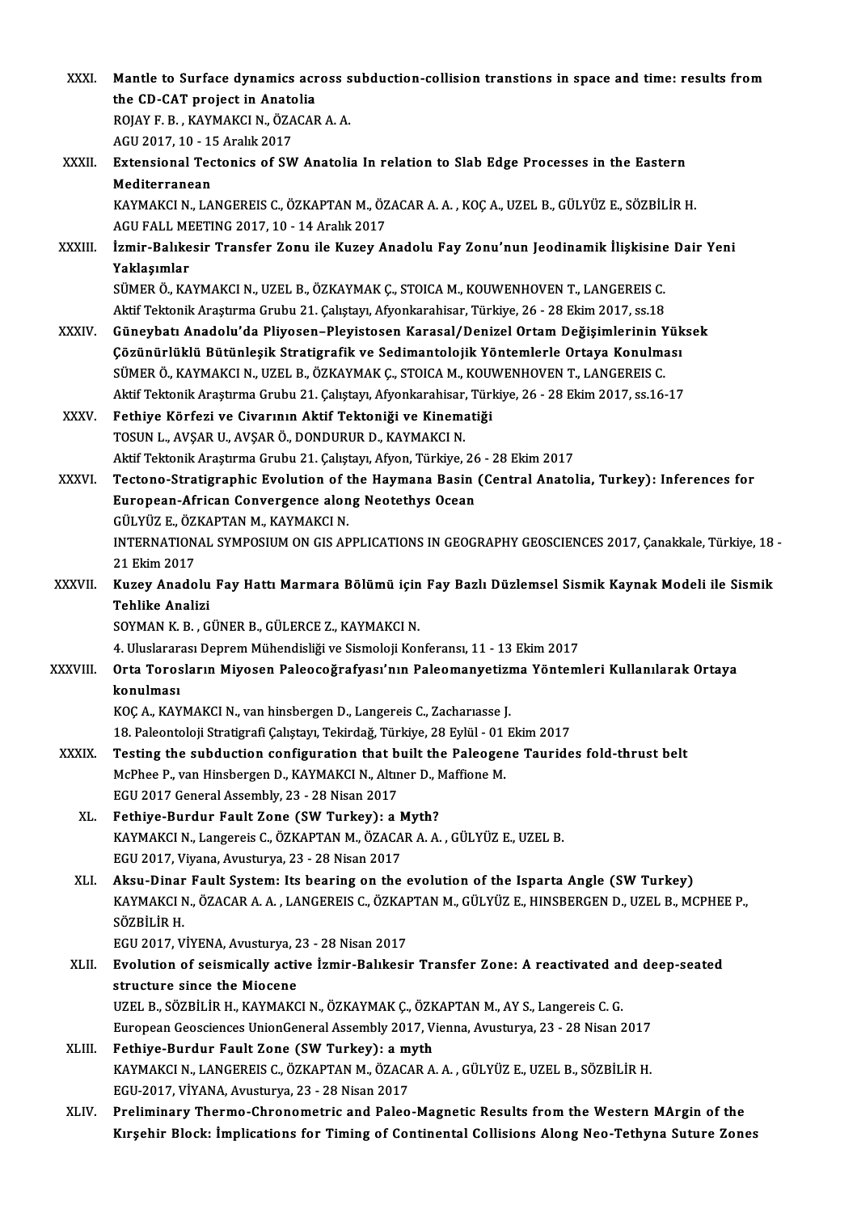XXXI. **Mantle to Surface dynamics across subduction-collision transtions in space and time: results from the CD-CAT project in Anatolia**
ROJAY F. B. , KAYMAKCI N., ÖZACAR A. A.
AGU 2017, 10 - 15 Aralık 2017

XXXII. **Extensional Tectonics of SW Anatolia In relation to Slab Edge Processes in the Eastern Mediterranean**
KAYMAKCI N., LANGEREIS C., ÖZKAPTAN M., ÖZACAR A. A. , KOÇ A., UZEL B., GÜLYÜZ E., SÖZBİLİR H.
AGU FALL MEETING 2017, 10 - 14 Aralık 2017

XXXIII. **İzmir-Balıkesir Transfer Zonu ile Kuzey Anadolu Fay Zonu'nun Jeodinamik İlişkisine Dair Yeni Yaklaşımlar**
SÜMER Ö., KAYMAKCI N., UZEL B., ÖZKAYMAK Ç., STOICA M., KOUWENHOVEN T., LANGEREIS C.
Aktif Tektonik Araştırma Grubu 21. Çalıştayı, Afyonkarahisar, Türkiye, 26 - 28 Ekim 2017, ss.18

XXXIV. **Güneybatı Anadolu'da Pliyosen–Pleyistosen Karasal/Denizel Ortam Değişimlerinin Yüksek Çözünürlüklü Bütünleşik Stratigrafik ve Sedimantolojik Yöntemlerle Ortaya Konulması**
SÜMER Ö., KAYMAKCI N., UZEL B., ÖZKAYMAK Ç., STOICA M., KOUWENHOVEN T., LANGEREIS C.
Aktif Tektonik Araştırma Grubu 21. Çalıştayı, Afyonkarahisar, Türkiye, 26 - 28 Ekim 2017, ss.16-17

XXXV. **Fethiye Körfezi ve Civarının Aktif Tektoniği ve Kinematiği**
TOSUN L., AVŞAR U., AVŞAR Ö., DONDURUR D., KAYMAKCI N.
Aktif Tektonik Araştırma Grubu 21. Çalıştayı, Afyon, Türkiye, 26 - 28 Ekim 2017

XXXVI. **Tectono-Stratigraphic Evolution of the Haymana Basin (Central Anatolia, Turkey): Inferences for European-African Convergence along Neotethys Ocean**
GÜLYÜZ E., ÖZKAPTAN M., KAYMAKCI N.
INTERNATIONAL SYMPOSIUM ON GIS APPLICATIONS IN GEOGRAPHY GEOSCIENCES 2017, Çanakkale, Türkiye, 18 - 21 Ekim 2017

XXXVII. **Kuzey Anadolu Fay Hattı Marmara Bölümü için Fay Bazlı Düzlemsel Sismik Kaynak Modeli ile Sismik Tehlike Analizi**
SOYMAN K. B. , GÜNER B., GÜLERCE Z., KAYMAKCI N.
4. Uluslararası Deprem Mühendisliği ve Sismoloji Konferansı, 11 - 13 Ekim 2017

XXXVIII. **Orta Torosların Miyosen Paleocoğrafyası'nın Paleomanyetizma Yöntemleri Kullanılarak Ortaya konulması**
KOÇ A., KAYMAKCI N., van hinsbergen D., Langereis C., Zacharıasse J.
18. Paleontoloji Stratigrafi Çalıştayı, Tekirdağ, Türkiye, 28 Eylül - 01 Ekim 2017

XXXIX. **Testing the subduction configuration that built the Paleogene Taurides fold-thrust belt**
McPhee P., van Hinsbergen D., KAYMAKCI N., Altıner D., Maffione M.
EGU 2017 General Assembly, 23 - 28 Nisan 2017

XL. **Fethiye-Burdur Fault Zone (SW Turkey): a Myth?**
KAYMAKCI N., Langereis C., ÖZKAPTAN M., ÖZACAR A. A. , GÜLYÜZ E., UZEL B.
EGU 2017, Viyana, Avusturya, 23 - 28 Nisan 2017

XLI. **Aksu-Dinar Fault System: Its bearing on the evolution of the Isparta Angle (SW Turkey)**
KAYMAKCI N., ÖZACAR A. A. , LANGEREIS C., ÖZKAPTAN M., GÜLYÜZ E., HINSBERGEN D., UZEL B., MCPHEE P., SÖZBİLİR H.
EGU 2017, VİYENA, Avusturya, 23 - 28 Nisan 2017

XLII. **Evolution of seismically active İzmir-Balıkesir Transfer Zone: A reactivated and deep-seated structure since the Miocene**
UZEL B., SÖZBİLİR H., KAYMAKCI N., ÖZKAYMAK Ç., ÖZKAPTAN M., AY S., Langereis C. G.
European Geosciences UnionGeneral Assembly 2017, Vienna, Avusturya, 23 - 28 Nisan 2017

XLIII. **Fethiye-Burdur Fault Zone (SW Turkey): a myth**
KAYMAKCI N., LANGEREIS C., ÖZKAPTAN M., ÖZACAR A. A. , GÜLYÜZ E., UZEL B., SÖZBİLİR H.
EGU-2017, VİYANA, Avusturya, 23 - 28 Nisan 2017

XLIV. **Preliminary Thermo-Chronometric and Paleo-Magnetic Results from the Western MArgin of the Kırşehir Block: İmplications for Timing of Continental Collisions Along Neo-Tethyna Suture Zones**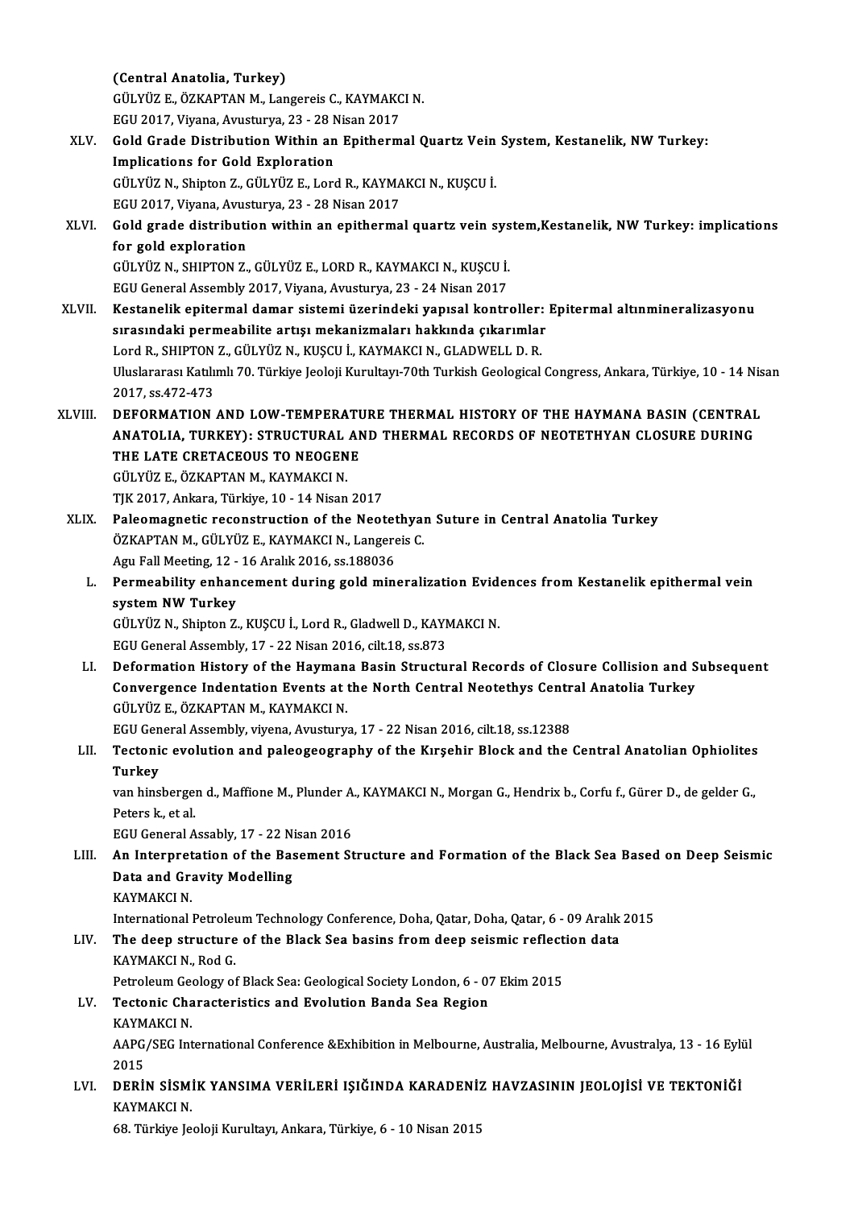(Central Anatolia, Turkey)
GÜLYÜZ E., ÖZKAPTAN M., Langereis C., KAYMAKCI N.
EGU 2017, Viyana, Avusturya, 23 - 28 Nisan 2017

XLV. **Gold Grade Distribution Within an Epithermal Quartz Vein System, Kestanelik, NW Turkey: Implications for Gold Exploration**
GÜLYÜZ N., Shipton Z., GÜLYÜZ E., Lord R., KAYMAKCI N., KUŞCU İ.
EGU 2017, Viyana, Avusturya, 23 - 28 Nisan 2017

XLVI. **Gold grade distribution within an epithermal quartz vein system,Kestanelik, NW Turkey: implications for gold exploration**
GÜLYÜZ N., SHIPTON Z., GÜLYÜZ E., LORD R., KAYMAKCI N., KUŞCU İ.
EGU General Assembly 2017, Viyana, Avusturya, 23 - 24 Nisan 2017

XLVII. **Kestanelik epitermal damar sistemi üzerindeki yapısal kontroller: Epitermal altınmineralizasyonu sırasındaki permeabilite artışı mekanizmaları hakkında çıkarımlar**
Lord R., SHIPTON Z., GÜLYÜZ N., KUŞCU İ., KAYMAKCI N., GLADWELL D. R.
Uluslararası Katılımlı 70. Türkiye Jeoloji Kurultayı-70th Turkish Geological Congress, Ankara, Türkiye, 10 - 14 Nisan 2017, ss.472-473

XLVIII. **DEFORMATION AND LOW-TEMPERATURE THERMAL HISTORY OF THE HAYMANA BASIN (CENTRAL ANATOLIA, TURKEY): STRUCTURAL AND THERMAL RECORDS OF NEOTETHYAN CLOSURE DURING THE LATE CRETACEOUS TO NEOGENE**
GÜLYÜZ E., ÖZKAPTAN M., KAYMAKCI N.
TJK 2017, Ankara, Türkiye, 10 - 14 Nisan 2017

XLIX. **Paleomagnetic reconstruction of the Neotethyan Suture in Central Anatolia Turkey**
ÖZKAPTAN M., GÜLYÜZ E., KAYMAKCI N., Langereis C.
Agu Fall Meeting, 12 - 16 Aralık 2016, ss.188036

L. **Permeability enhancement during gold mineralization Evidences from Kestanelik epithermal vein system NW Turkey**
GÜLYÜZ N., Shipton Z., KUŞCU İ., Lord R., Gladwell D., KAYMAKCI N.
EGU General Assembly, 17 - 22 Nisan 2016, cilt.18, ss.873

LI. **Deformation History of the Haymana Basin Structural Records of Closure Collision and Subsequent Convergence Indentation Events at the North Central Neotethys Central Anatolia Turkey**
GÜLYÜZ E., ÖZKAPTAN M., KAYMAKCI N.
EGU General Assembly, viyena, Avusturya, 17 - 22 Nisan 2016, cilt.18, ss.12388

LII. **Tectonic evolution and paleogeography of the Kırşehir Block and the Central Anatolian Ophiolites Turkey**
van hinsbergen d., Maffione M., Plunder A., KAYMAKCI N., Morgan G., Hendrix b., Corfu f., Gürer D., de gelder G., Peters k., et al.
EGU General Assably, 17 - 22 Nisan 2016

LIII. **An Interpretation of the Basement Structure and Formation of the Black Sea Based on Deep Seismic Data and Gravity Modelling**
KAYMAKCI N.
International Petroleum Technology Conference, Doha, Qatar, Doha, Qatar, 6 - 09 Aralık 2015

LIV. **The deep structure of the Black Sea basins from deep seismic reflection data**
KAYMAKCI N., Rod G.
Petroleum Geology of Black Sea: Geological Society London, 6 - 07 Ekim 2015

LV. **Tectonic Characteristics and Evolution Banda Sea Region**
KAYMAKCI N.
AAPG/SEG International Conference &Exhibition in Melbourne, Australia, Melbourne, Avustralya, 13 - 16 Eylül 2015

LVI. **DERİN SİSMİK YANSIMA VERİLERİ IŞIĞINDA KARADENİZ HAVZASININ JEOLOJİSİ VE TEKTONİĞİ**
KAYMAKCI N.
68. Türkiye Jeoloji Kurultayı, Ankara, Türkiye, 6 - 10 Nisan 2015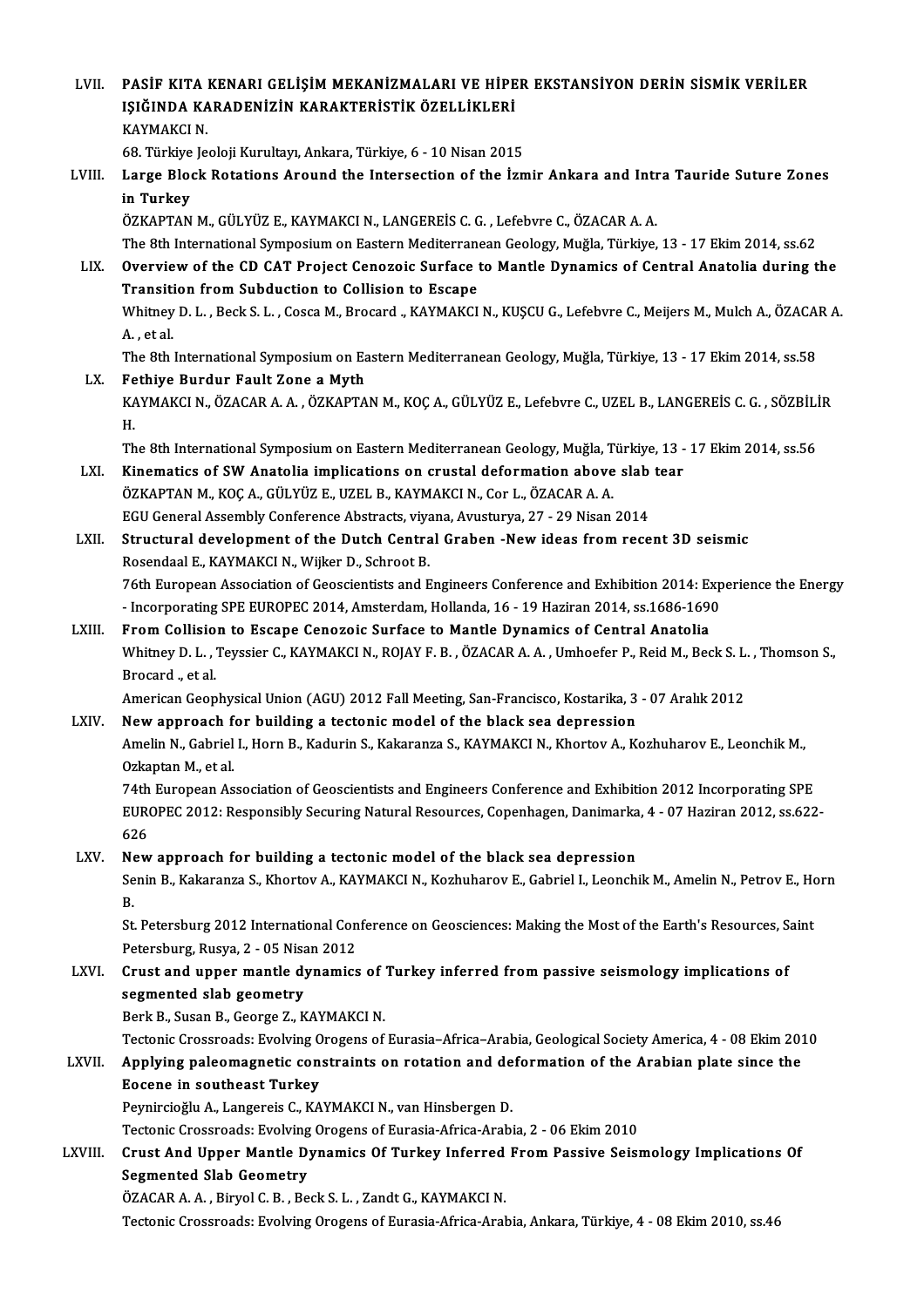LVII. **PASİF KITA KENARI GELİŞİM MEKANİZMALARI VE HİPER EKSTANSİYON DERİN SİSMİK VERİLER IŞIĞINDA KARADENİZİN KARAKTERİSTİK ÖZELLİKLERİ**
KAYMAKCI N.
68. Türkiye Jeoloji Kurultayı, Ankara, Türkiye, 6 - 10 Nisan 2015

LVIII. **Large Block Rotations Around the Intersection of the İzmir Ankara and Intra Tauride Suture Zones in Turkey**
ÖZKAPTAN M., GÜLYÜZ E., KAYMAKCI N., LANGEREİS C. G. , Lefebvre C., ÖZACAR A. A.
The 8th International Symposium on Eastern Mediterranean Geology, Muğla, Türkiye, 13 - 17 Ekim 2014, ss.62

LIX. **Overview of the CD CAT Project Cenozoic Surface to Mantle Dynamics of Central Anatolia during the Transition from Subduction to Collision to Escape**
Whitney D. L. , Beck S. L. , Cosca M., Brocard ., KAYMAKCI N., KUŞCU G., Lefebvre C., Meijers M., Mulch A., ÖZACAR A. A. , et al.
The 8th International Symposium on Eastern Mediterranean Geology, Muğla, Türkiye, 13 - 17 Ekim 2014, ss.58

LX. **Fethiye Burdur Fault Zone a Myth**
KAYMAKCI N., ÖZACAR A. A. , ÖZKAPTAN M., KOÇ A., GÜLYÜZ E., Lefebvre C., UZEL B., LANGEREİS C. G. , SÖZBİLİR H.
The 8th International Symposium on Eastern Mediterranean Geology, Muğla, Türkiye, 13 - 17 Ekim 2014, ss.56

LXI. **Kinematics of SW Anatolia implications on crustal deformation above slab tear**
ÖZKAPTAN M., KOÇ A., GÜLYÜZ E., UZEL B., KAYMAKCI N., Cor L., ÖZACAR A. A.
EGU General Assembly Conference Abstracts, viyana, Avusturya, 27 - 29 Nisan 2014

LXII. **Structural development of the Dutch Central Graben -New ideas from recent 3D seismic**
Rosendaal E., KAYMAKCI N., Wijker D., Schroot B.
76th European Association of Geoscientists and Engineers Conference and Exhibition 2014: Experience the Energy - Incorporating SPE EUROPEC 2014, Amsterdam, Hollanda, 16 - 19 Haziran 2014, ss.1686-1690

LXIII. **From Collision to Escape Cenozoic Surface to Mantle Dynamics of Central Anatolia**
Whitney D. L. , Teyssier C., KAYMAKCI N., ROJAY F. B. , ÖZACAR A. A. , Umhoefer P., Reid M., Beck S. L. , Thomson S., Brocard ., et al.
American Geophysical Union (AGU) 2012 Fall Meeting, San-Francisco, Kostarika, 3 - 07 Aralık 2012

LXIV. **New approach for building a tectonic model of the black sea depression**
Amelin N., Gabriel I., Horn B., Kadurin S., Kakaranza S., KAYMAKCI N., Khortov A., Kozhuharov E., Leonchik M., Ozkaptan M., et al.
74th European Association of Geoscientists and Engineers Conference and Exhibition 2012 Incorporating SPE EUROPEC 2012: Responsibly Securing Natural Resources, Copenhagen, Danimarka, 4 - 07 Haziran 2012, ss.622-626

LXV. **New approach for building a tectonic model of the black sea depression**
Senin B., Kakaranza S., Khortov A., KAYMAKCI N., Kozhuharov E., Gabriel I., Leonchik M., Amelin N., Petrov E., Horn B.
St. Petersburg 2012 International Conference on Geosciences: Making the Most of the Earth's Resources, Saint Petersburg, Rusya, 2 - 05 Nisan 2012

LXVI. **Crust and upper mantle dynamics of Turkey inferred from passive seismology implications of segmented slab geometry**
Berk B., Susan B., George Z., KAYMAKCI N.
Tectonic Crossroads: Evolving Orogens of Eurasia–Africa–Arabia, Geological Society America, 4 - 08 Ekim 2010

LXVII. **Applying paleomagnetic constraints on rotation and deformation of the Arabian plate since the Eocene in southeast Turkey**
Peynircioğlu A., Langereis C., KAYMAKCI N., van Hinsbergen D.
Tectonic Crossroads: Evolving Orogens of Eurasia-Africa-Arabia, 2 - 06 Ekim 2010

LXVIII. **Crust And Upper Mantle Dynamics Of Turkey Inferred From Passive Seismology Implications Of Segmented Slab Geometry**
ÖZACAR A. A. , Biryol C. B. , Beck S. L. , Zandt G., KAYMAKCI N.
Tectonic Crossroads: Evolving Orogens of Eurasia-Africa-Arabia, Ankara, Türkiye, 4 - 08 Ekim 2010, ss.46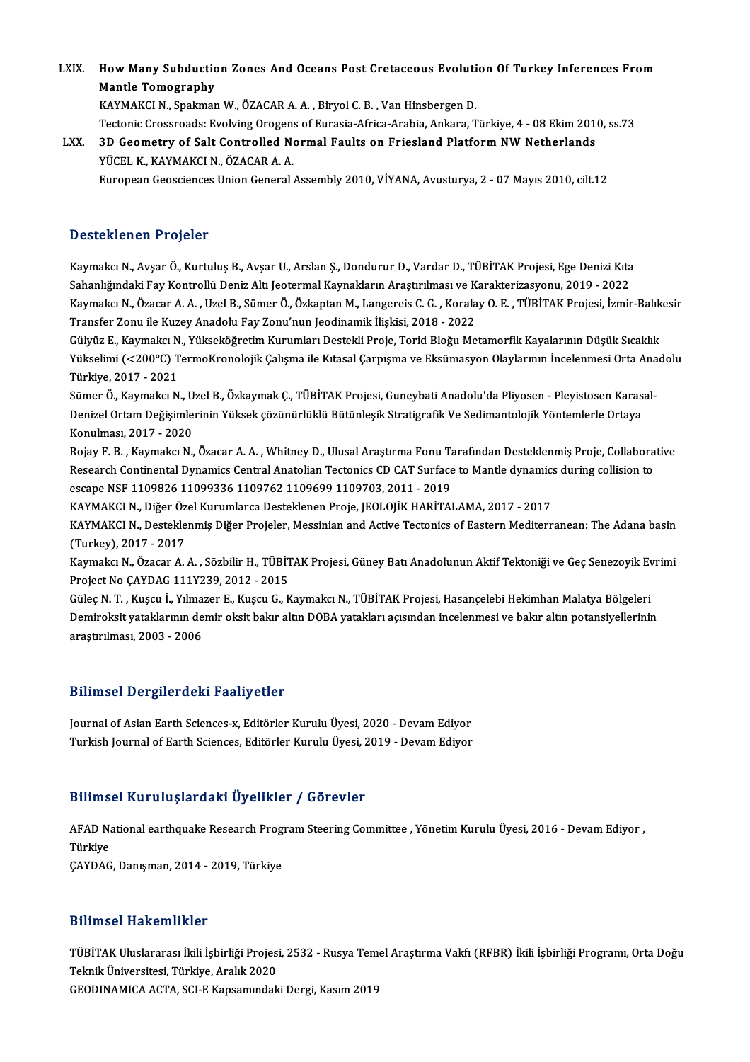LXIX. **How Many Subduction Zones And Oceans Post Cretaceous Evolution Of Turkey Inferences From Mantle Tomography**
KAYMAKCI N., Spakman W., ÖZACAR A. A. , Biryol C. B. , Van Hinsbergen D.
Tectonic Crossroads: Evolving Orogens of Eurasia-Africa-Arabia, Ankara, Türkiye, 4 - 08 Ekim 2010, ss.73

LXX. **3D Geometry of Salt Controlled Normal Faults on Friesland Platform NW Netherlands**
YÜCEL K., KAYMAKCI N., ÖZACAR A. A.
European Geosciences Union General Assembly 2010, VİYANA, Avusturya, 2 - 07 Mayıs 2010, cilt.12

## Desteklenen Projeler

Kaymakcı N., Avşar Ö., Kurtuluş B., Avşar U., Arslan Ş., Dondurur D., Vardar D., TÜBİTAK Projesi, Ege Denizi Kıta Sahanlığındaki Fay Kontrollü Deniz Altı Jeotermal Kaynakların Araştırılması ve Karakterizasyonu, 2019 - 2022

Kaymakcı N., Özacar A. A. , Uzel B., Sümer Ö., Özkaptan M., Langereis C. G. , Koralay O. E. , TÜBİTAK Projesi, İzmir-Balıkesir Transfer Zonu ile Kuzey Anadolu Fay Zonu'nun Jeodinamik İlişkisi, 2018 - 2022

Gülyüz E., Kaymakcı N., Yükseköğretim Kurumları Destekli Proje, Torid Bloğu Metamorfik Kayalarının Düşük Sıcaklık Yükselimi (<200°C) TermoKronolojik Çalışma ile Kıtasal Çarpışma ve Eksümasyon Olaylarının İncelenmesi Orta Anadolu Türkiye, 2017 - 2021

Sümer Ö., Kaymakcı N., Uzel B., Özkaymak Ç., TÜBİTAK Projesi, Guneybati Anadolu'da Pliyosen - Pleyistosen Karasal-Denizel Ortam Değişimlerinin Yüksek çözünürlüklü Bütünleşik Stratigrafik Ve Sedimantolojik Yöntemlerle Ortaya Konulması, 2017 - 2020

Rojay F. B. , Kaymakcı N., Özacar A. A. , Whitney D., Ulusal Araştırma Fonu Tarafından Desteklenmiş Proje, Collaborative Research Continental Dynamics Central Anatolian Tectonics CD CAT Surface to Mantle dynamics during collision to escape NSF 1109826 11099336 1109762 1109699 1109703, 2011 - 2019

KAYMAKCI N., Diğer Özel Kurumlarca Desteklenen Proje, JEOLOJİK HARİTALAMA, 2017 - 2017

KAYMAKCI N., Desteklenmiş Diğer Projeler, Messinian and Active Tectonics of Eastern Mediterranean: The Adana basin (Turkey), 2017 - 2017

Kaymakcı N., Özacar A. A. , Sözbilir H., TÜBİTAK Projesi, Güney Batı Anadolunun Aktif Tektoniği ve Geç Senezoyik Evrimi Project No ÇAYDAG 111Y239, 2012 - 2015

Güleç N. T. , Kuşcu İ., Yılmazer E., Kuşcu G., Kaymakcı N., TÜBİTAK Projesi, Hasançelebi Hekimhan Malatya Bölgeleri Demiroksit yataklarının demir oksit bakır altın DOBA yatakları açısından incelenmesi ve bakır altın potansiyellerinin araştırılması, 2003 - 2006

## Bilimsel Dergilerdeki Faaliyetler

Journal of Asian Earth Sciences-x, Editörler Kurulu Üyesi, 2020 - Devam Ediyor
Turkish Journal of Earth Sciences, Editörler Kurulu Üyesi, 2019 - Devam Ediyor

## Bilimsel Kuruluşlardaki Üyelikler / Görevler

AFAD National earthquake Research Program Steering Committee , Yönetim Kurulu Üyesi, 2016 - Devam Ediyor , Türkiye
ÇAYDAG, Danışman, 2014 - 2019, Türkiye

## Bilimsel Hakemlikler

TÜBİTAK Uluslararası İkili İşbirliği Projesi, 2532 - Rusya Temel Araştırma Vakfı (RFBR) İkili İşbirliği Programı, Orta Doğu Teknik Üniversitesi, Türkiye, Aralık 2020
GEODINAMICA ACTA, SCI-E Kapsamındaki Dergi, Kasım 2019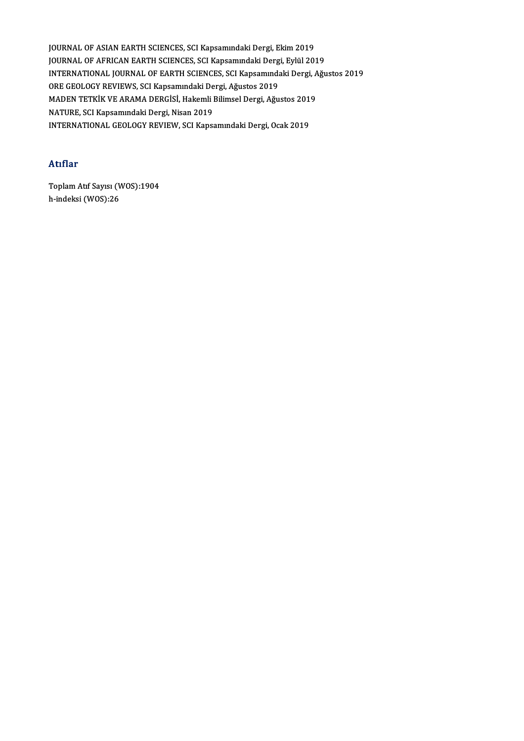JOURNAL OF ASIAN EARTH SCIENCES, SCI Kapsamındaki Dergi, Ekim 2019
JOURNAL OF AFRICAN EARTH SCIENCES, SCI Kapsamındaki Dergi, Eylül 2019
INTERNATIONAL JOURNAL OF EARTH SCIENCES, SCI Kapsamındaki Dergi, Ağustos 2019
ORE GEOLOGY REVIEWS, SCI Kapsamındaki Dergi, Ağustos 2019
MADEN TETKİK VE ARAMA DERGİSİ, Hakemli Bilimsel Dergi, Ağustos 2019
NATURE, SCI Kapsamındaki Dergi, Nisan 2019
INTERNATIONAL GEOLOGY REVIEW, SCI Kapsamındaki Dergi, Ocak 2019

## Atıflar

Toplam Atıf Sayısı (WOS):1904
h-indeksi (WOS):26